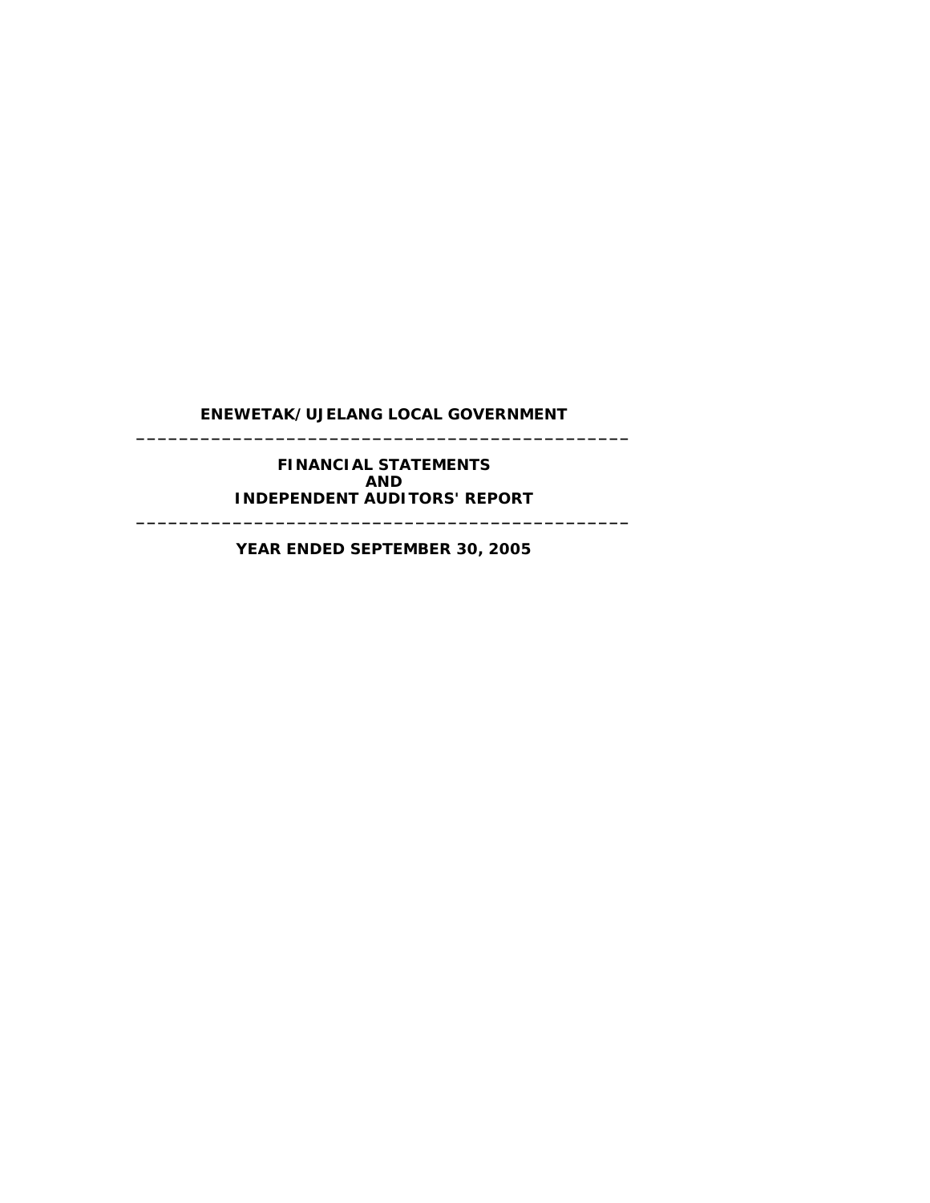# ENEWETAK/UJELANG LOCAL GOVERNMENT

---

## FINANCIAL STATEMENTS
## AND
## INDEPENDENT AUDITORS' REPORT

---

### YEAR ENDED SEPTEMBER 30, 2005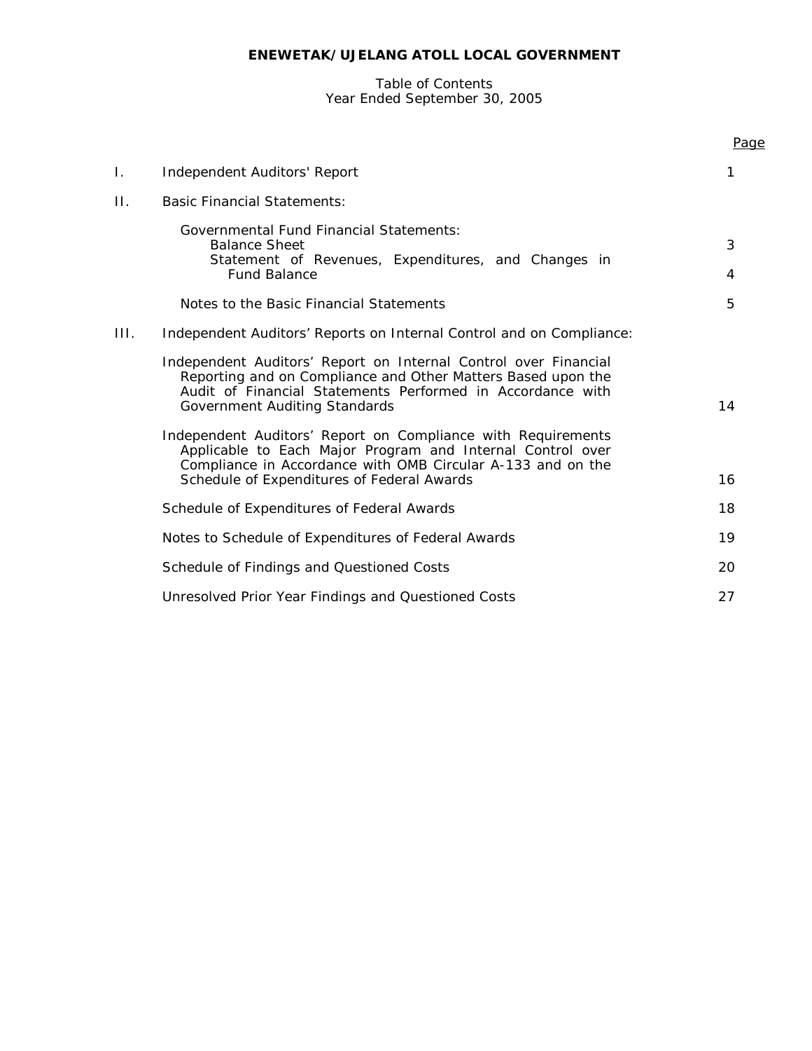# ENEWETAK/UJELANG ATOLL LOCAL GOVERNMENT

Table of Contents
Year Ended September 30, 2005

| | | Page |
|---|---|---|
| I. | Independent Auditors' Report | 1 |
| II. | Basic Financial Statements: | |
| | Governmental Fund Financial Statements: | |
| | Balance Sheet | 3 |
| | Statement of Revenues, Expenditures, and Changes in Fund Balance | 4 |
| | Notes to the Basic Financial Statements | 5 |
| III. | Independent Auditors' Reports on Internal Control and on Compliance: | |
| | Independent Auditors' Report on Internal Control over Financial Reporting and on Compliance and Other Matters Based upon the Audit of Financial Statements Performed in Accordance with Government Auditing Standards | 14 |
| | Independent Auditors' Report on Compliance with Requirements Applicable to Each Major Program and Internal Control over Compliance in Accordance with OMB Circular A-133 and on the Schedule of Expenditures of Federal Awards | 16 |
| | Schedule of Expenditures of Federal Awards | 18 |
| | Notes to Schedule of Expenditures of Federal Awards | 19 |
| | Schedule of Findings and Questioned Costs | 20 |
| | Unresolved Prior Year Findings and Questioned Costs | 27 |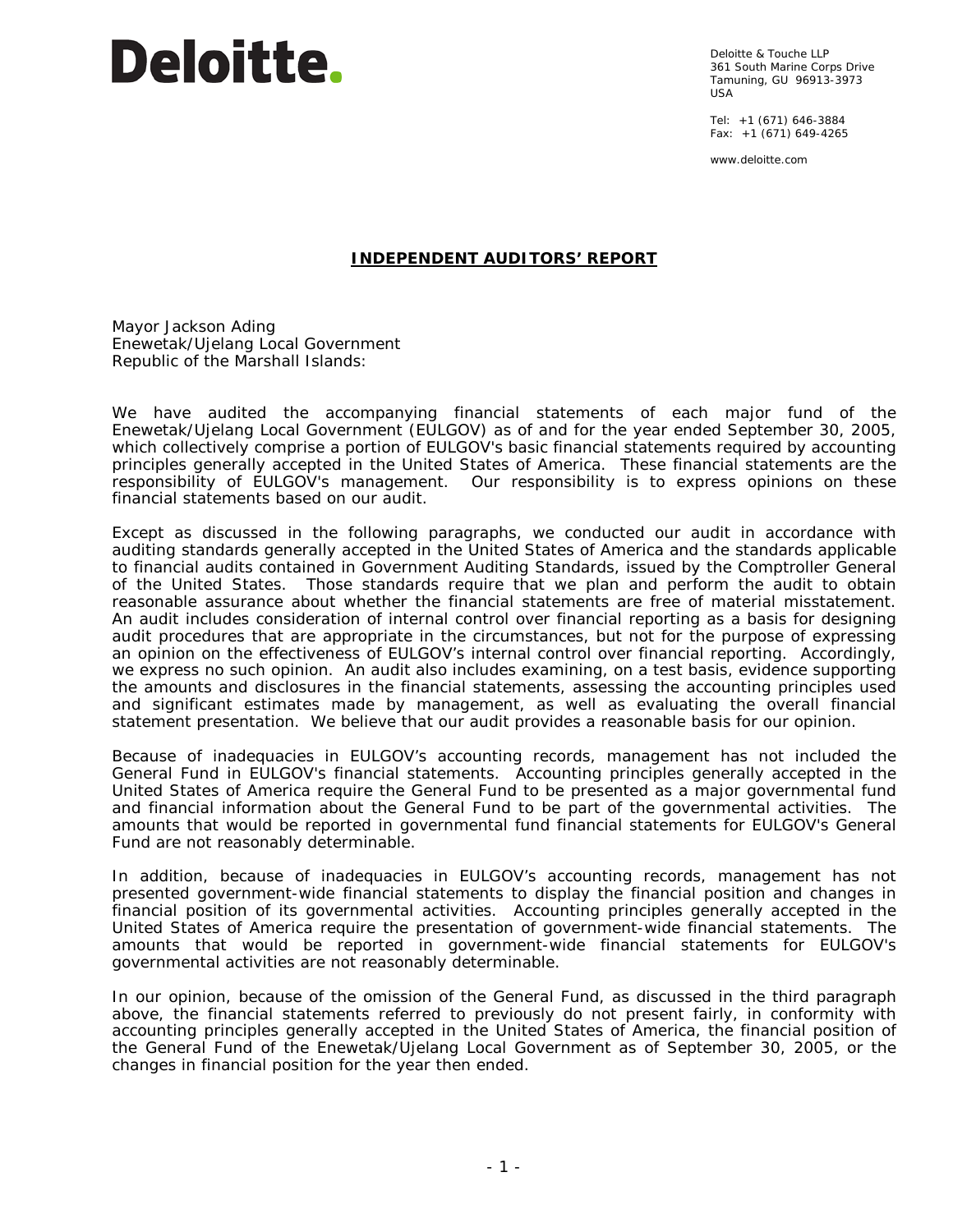Deloitte.

Deloitte & Touche LLP
361 South Marine Corps Drive
Tamuning, GU 96913-3973
USA

Tel: +1 (671) 646-3884
Fax: +1 (671) 649-4265

www.deloitte.com

# INDEPENDENT AUDITORS' REPORT

Mayor Jackson Ading
Enewetak/Ujelang Local Government
Republic of the Marshall Islands:

We have audited the accompanying financial statements of each major fund of the Enewetak/Ujelang Local Government (EULGOV) as of and for the year ended September 30, 2005, which collectively comprise a portion of EULGOV's basic financial statements required by accounting principles generally accepted in the United States of America. These financial statements are the responsibility of EULGOV's management. Our responsibility is to express opinions on these financial statements based on our audit.

Except as discussed in the following paragraphs, we conducted our audit in accordance with auditing standards generally accepted in the United States of America and the standards applicable to financial audits contained in Government Auditing Standards, issued by the Comptroller General of the United States. Those standards require that we plan and perform the audit to obtain reasonable assurance about whether the financial statements are free of material misstatement. An audit includes consideration of internal control over financial reporting as a basis for designing audit procedures that are appropriate in the circumstances, but not for the purpose of expressing an opinion on the effectiveness of EULGOV's internal control over financial reporting. Accordingly, we express no such opinion. An audit also includes examining, on a test basis, evidence supporting the amounts and disclosures in the financial statements, assessing the accounting principles used and significant estimates made by management, as well as evaluating the overall financial statement presentation. We believe that our audit provides a reasonable basis for our opinion.

Because of inadequacies in EULGOV's accounting records, management has not included the General Fund in EULGOV's financial statements. Accounting principles generally accepted in the United States of America require the General Fund to be presented as a major governmental fund and financial information about the General Fund to be part of the governmental activities. The amounts that would be reported in governmental fund financial statements for EULGOV's General Fund are not reasonably determinable.

In addition, because of inadequacies in EULGOV's accounting records, management has not presented government-wide financial statements to display the financial position and changes in financial position of its governmental activities. Accounting principles generally accepted in the United States of America require the presentation of government-wide financial statements. The amounts that would be reported in government-wide financial statements for EULGOV's governmental activities are not reasonably determinable.

In our opinion, because of the omission of the General Fund, as discussed in the third paragraph above, the financial statements referred to previously do not present fairly, in conformity with accounting principles generally accepted in the United States of America, the financial position of the General Fund of the Enewetak/Ujelang Local Government as of September 30, 2005, or the changes in financial position for the year then ended.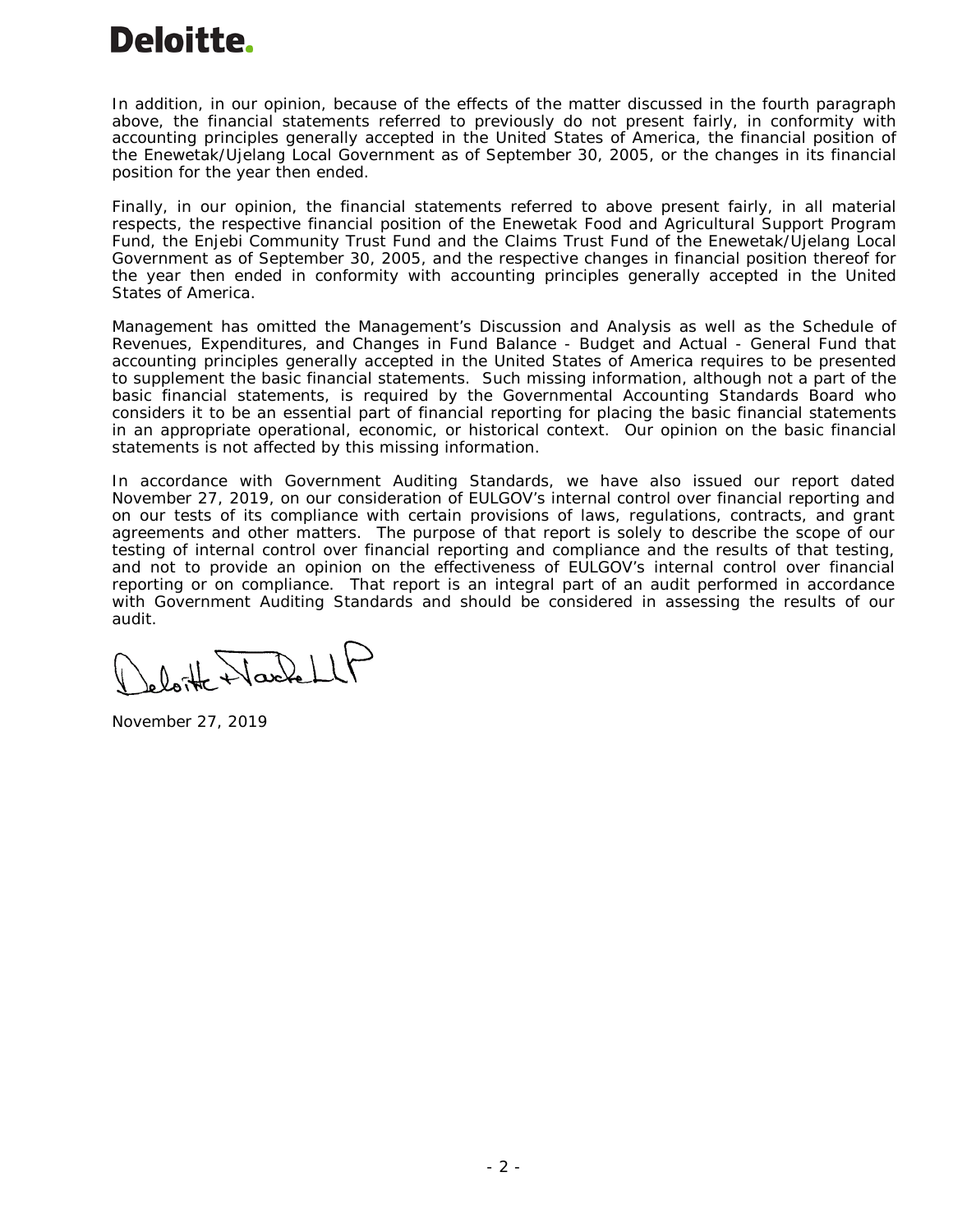In addition, in our opinion, because of the effects of the matter discussed in the fourth paragraph above, the financial statements referred to previously do not present fairly, in conformity with accounting principles generally accepted in the United States of America, the financial position of the Enewetak/Ujelang Local Government as of September 30, 2005, or the changes in its financial position for the year then ended.

Finally, in our opinion, the financial statements referred to above present fairly, in all material respects, the respective financial position of the Enewetak Food and Agricultural Support Program Fund, the Enjebi Community Trust Fund and the Claims Trust Fund of the Enewetak/Ujelang Local Government as of September 30, 2005, and the respective changes in financial position thereof for the year then ended in conformity with accounting principles generally accepted in the United States of America.

Management has omitted the Management's Discussion and Analysis as well as the Schedule of Revenues, Expenditures, and Changes in Fund Balance - Budget and Actual - General Fund that accounting principles generally accepted in the United States of America requires to be presented to supplement the basic financial statements. Such missing information, although not a part of the basic financial statements, is required by the Governmental Accounting Standards Board who considers it to be an essential part of financial reporting for placing the basic financial statements in an appropriate operational, economic, or historical context. Our opinion on the basic financial statements is not affected by this missing information.

In accordance with Government Auditing Standards, we have also issued our report dated November 27, 2019, on our consideration of EULGOV's internal control over financial reporting and on our tests of its compliance with certain provisions of laws, regulations, contracts, and grant agreements and other matters. The purpose of that report is solely to describe the scope of our testing of internal control over financial reporting and compliance and the results of that testing, and not to provide an opinion on the effectiveness of EULGOV's internal control over financial reporting or on compliance. That report is an integral part of an audit performed in accordance with Government Auditing Standards and should be considered in assessing the results of our audit.

Deloitte & Touche LLP

November 27, 2019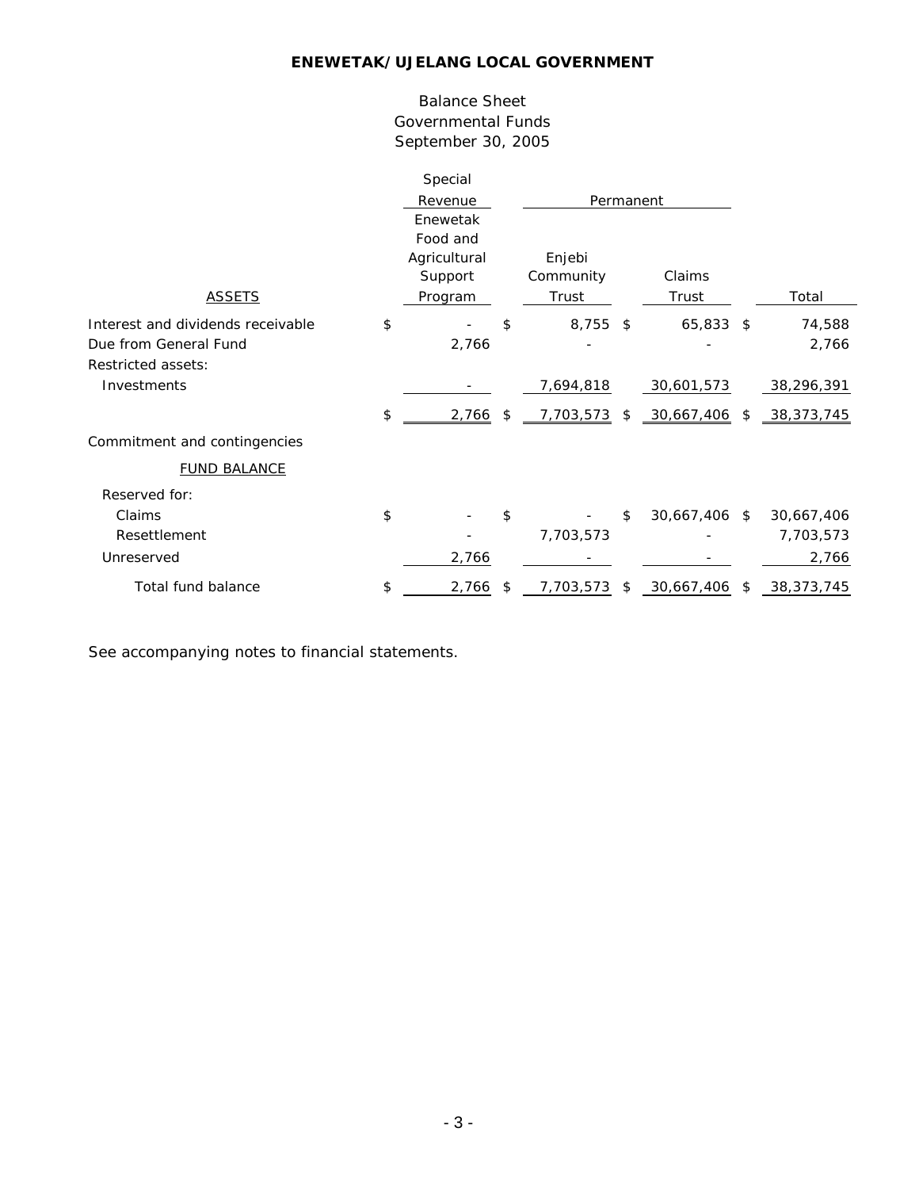# ENEWETAK/UJELANG LOCAL GOVERNMENT

Balance Sheet
Governmental Funds
September 30, 2005

| | Special Revenue | Permanent | | |
|---|---|---|---|---|
| ASSETS | Enewetak Food and Agricultural Support Program | Enjebi Community Trust | Claims Trust | Total |
| Interest and dividends receivable | $ - | $ 8,755 | $ 65,833 | $ 74,588 |
| Due from General Fund | 2,766 | - | - | 2,766 |
| Restricted assets: | | | | |
| Investments | - | 7,694,818 | 30,601,573 | 38,296,391 |
| | $ 2,766 | $ 7,703,573 | $ 30,667,406 | $ 38,373,745 |
| Commitment and contingencies | | | | |
| FUND BALANCE | | | | |
| Reserved for: | | | | |
| Claims | $ - | $ - | $ 30,667,406 | $ 30,667,406 |
| Resettlement | - | 7,703,573 | - | 7,703,573 |
| Unreserved | 2,766 | - | - | 2,766 |
| Total fund balance | $ 2,766 | $ 7,703,573 | $ 30,667,406 | $ 38,373,745 |

See accompanying notes to financial statements.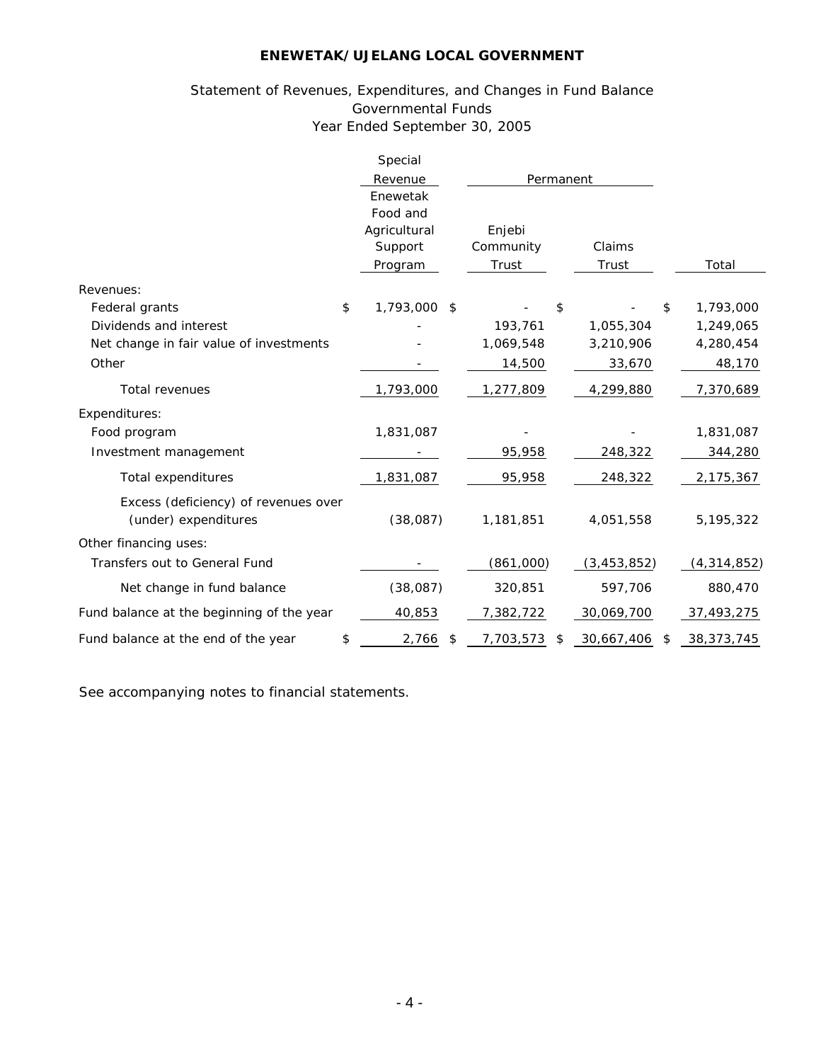**ENEWETAK/UJELANG LOCAL GOVERNMENT**

Statement of Revenues, Expenditures, and Changes in Fund Balance
Governmental Funds
Year Ended September 30, 2005

| | Special Revenue | Permanent | | |
|---|---|---|---|---|
| | Enewetak Food and Agricultural Support Program | Enjebi Community Trust | Claims Trust | Total |
| Revenues: | | | | |
| Federal grants | $ 1,793,000 | $ - | $ - | $ 1,793,000 |
| Dividends and interest | - | 193,761 | 1,055,304 | 1,249,065 |
| Net change in fair value of investments | - | 1,069,548 | 3,210,906 | 4,280,454 |
| Other | - | 14,500 | 33,670 | 48,170 |
| Total revenues | 1,793,000 | 1,277,809 | 4,299,880 | 7,370,689 |
| Expenditures: | | | | |
| Food program | 1,831,087 | - | - | 1,831,087 |
| Investment management | - | 95,958 | 248,322 | 344,280 |
| Total expenditures | 1,831,087 | 95,958 | 248,322 | 2,175,367 |
| Excess (deficiency) of revenues over (under) expenditures | (38,087) | 1,181,851 | 4,051,558 | 5,195,322 |
| Other financing uses: | | | | |
| Transfers out to General Fund | - | (861,000) | (3,453,852) | (4,314,852) |
| Net change in fund balance | (38,087) | 320,851 | 597,706 | 880,470 |
| Fund balance at the beginning of the year | 40,853 | 7,382,722 | 30,069,700 | 37,493,275 |
| Fund balance at the end of the year | $ 2,766 | $ 7,703,573 | $ 30,667,406 | $ 38,373,745 |

See accompanying notes to financial statements.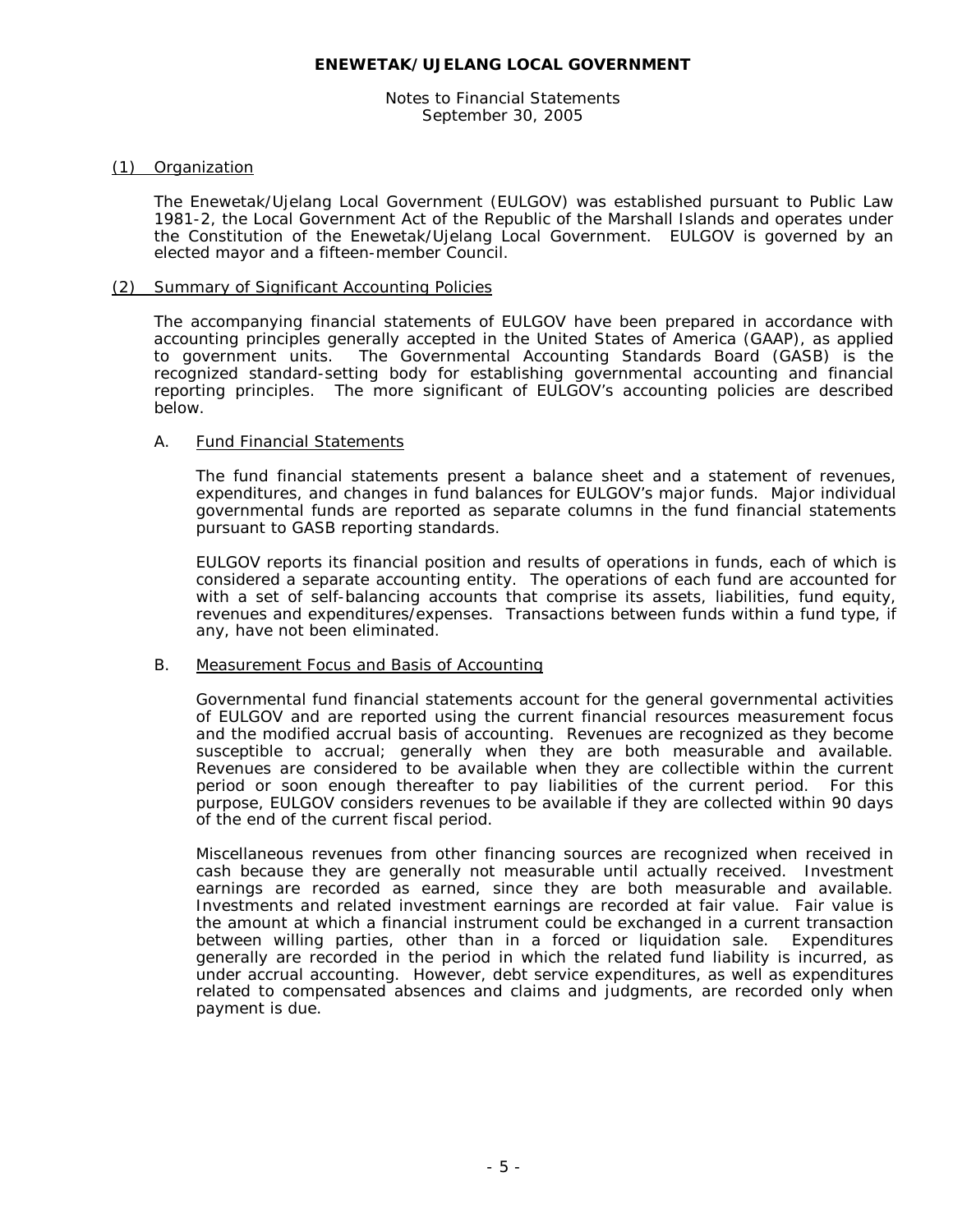**ENEWETAK/UJELANG LOCAL GOVERNMENT**

Notes to Financial Statements
September 30, 2005

## (1) Organization

The Enewetak/Ujelang Local Government (EULGOV) was established pursuant to Public Law 1981-2, the Local Government Act of the Republic of the Marshall Islands and operates under the Constitution of the Enewetak/Ujelang Local Government. EULGOV is governed by an elected mayor and a fifteen-member Council.

## (2) Summary of Significant Accounting Policies

The accompanying financial statements of EULGOV have been prepared in accordance with accounting principles generally accepted in the United States of America (GAAP), as applied to government units. The Governmental Accounting Standards Board (GASB) is the recognized standard-setting body for establishing governmental accounting and financial reporting principles. The more significant of EULGOV's accounting policies are described below.

### A. Fund Financial Statements

The fund financial statements present a balance sheet and a statement of revenues, expenditures, and changes in fund balances for EULGOV's major funds. Major individual governmental funds are reported as separate columns in the fund financial statements pursuant to GASB reporting standards.

EULGOV reports its financial position and results of operations in funds, each of which is considered a separate accounting entity. The operations of each fund are accounted for with a set of self-balancing accounts that comprise its assets, liabilities, fund equity, revenues and expenditures/expenses. Transactions between funds within a fund type, if any, have not been eliminated.

### B. Measurement Focus and Basis of Accounting

Governmental fund financial statements account for the general governmental activities of EULGOV and are reported using the current financial resources measurement focus and the modified accrual basis of accounting. Revenues are recognized as they become susceptible to accrual; generally when they are both measurable and available. Revenues are considered to be available when they are collectible within the current period or soon enough thereafter to pay liabilities of the current period. For this purpose, EULGOV considers revenues to be available if they are collected within 90 days of the end of the current fiscal period.

Miscellaneous revenues from other financing sources are recognized when received in cash because they are generally not measurable until actually received. Investment earnings are recorded as earned, since they are both measurable and available. Investments and related investment earnings are recorded at fair value. Fair value is the amount at which a financial instrument could be exchanged in a current transaction between willing parties, other than in a forced or liquidation sale. Expenditures generally are recorded in the period in which the related fund liability is incurred, as under accrual accounting. However, debt service expenditures, as well as expenditures related to compensated absences and claims and judgments, are recorded only when payment is due.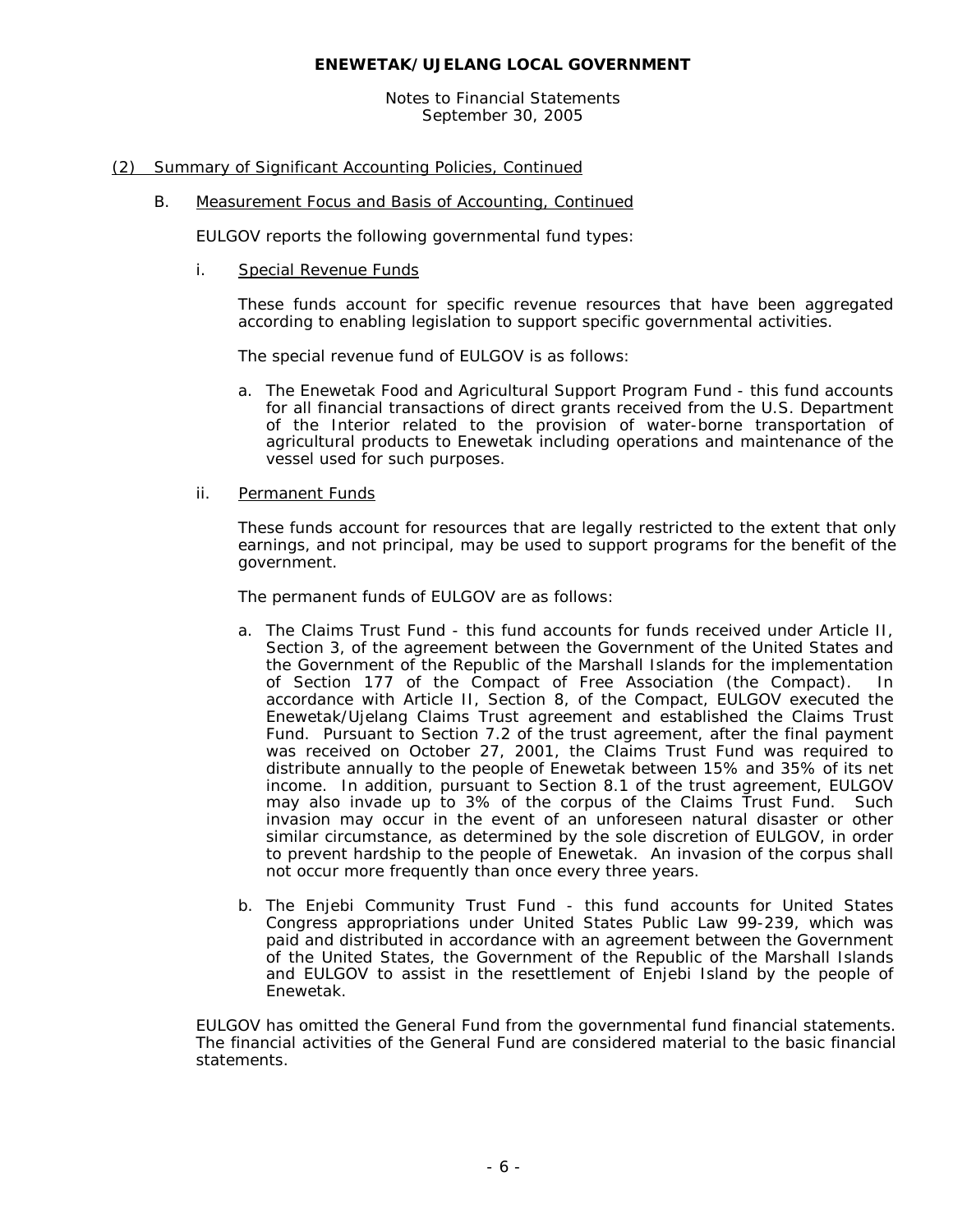## (2) Summary of Significant Accounting Policies, Continued

### B. Measurement Focus and Basis of Accounting, Continued

EULGOV reports the following governmental fund types:

i. Special Revenue Funds

These funds account for specific revenue resources that have been aggregated according to enabling legislation to support specific governmental activities.

The special revenue fund of EULGOV is as follows:

a. The Enewetak Food and Agricultural Support Program Fund - this fund accounts for all financial transactions of direct grants received from the U.S. Department of the Interior related to the provision of water-borne transportation of agricultural products to Enewetak including operations and maintenance of the vessel used for such purposes.

ii. Permanent Funds

These funds account for resources that are legally restricted to the extent that only earnings, and not principal, may be used to support programs for the benefit of the government.

The permanent funds of EULGOV are as follows:

a. The Claims Trust Fund - this fund accounts for funds received under Article II, Section 3, of the agreement between the Government of the United States and the Government of the Republic of the Marshall Islands for the implementation of Section 177 of the Compact of Free Association (the Compact). In accordance with Article II, Section 8, of the Compact, EULGOV executed the Enewetak/Ujelang Claims Trust agreement and established the Claims Trust Fund. Pursuant to Section 7.2 of the trust agreement, after the final payment was received on October 27, 2001, the Claims Trust Fund was required to distribute annually to the people of Enewetak between 15% and 35% of its net income. In addition, pursuant to Section 8.1 of the trust agreement, EULGOV may also invade up to 3% of the corpus of the Claims Trust Fund. Such invasion may occur in the event of an unforeseen natural disaster or other similar circumstance, as determined by the sole discretion of EULGOV, in order to prevent hardship to the people of Enewetak. An invasion of the corpus shall not occur more frequently than once every three years.

b. The Enjebi Community Trust Fund - this fund accounts for United States Congress appropriations under United States Public Law 99-239, which was paid and distributed in accordance with an agreement between the Government of the United States, the Government of the Republic of the Marshall Islands and EULGOV to assist in the resettlement of Enjebi Island by the people of Enewetak.

EULGOV has omitted the General Fund from the governmental fund financial statements. The financial activities of the General Fund are considered material to the basic financial statements.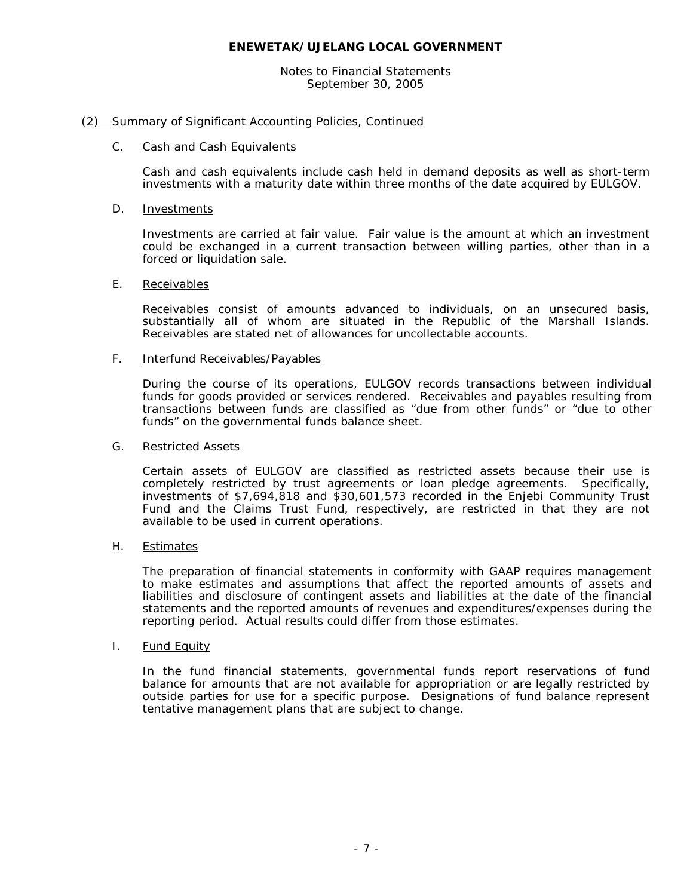## ENEWETAK/UJELANG LOCAL GOVERNMENT

Notes to Financial Statements
September 30, 2005

### (2) Summary of Significant Accounting Policies, Continued

C. Cash and Cash Equivalents

Cash and cash equivalents include cash held in demand deposits as well as short-term investments with a maturity date within three months of the date acquired by EULGOV.

D. Investments

Investments are carried at fair value. Fair value is the amount at which an investment could be exchanged in a current transaction between willing parties, other than in a forced or liquidation sale.

E. Receivables

Receivables consist of amounts advanced to individuals, on an unsecured basis, substantially all of whom are situated in the Republic of the Marshall Islands. Receivables are stated net of allowances for uncollectable accounts.

F. Interfund Receivables/Payables

During the course of its operations, EULGOV records transactions between individual funds for goods provided or services rendered. Receivables and payables resulting from transactions between funds are classified as "due from other funds" or "due to other funds" on the governmental funds balance sheet.

G. Restricted Assets

Certain assets of EULGOV are classified as restricted assets because their use is completely restricted by trust agreements or loan pledge agreements. Specifically, investments of $7,694,818 and $30,601,573 recorded in the Enjebi Community Trust Fund and the Claims Trust Fund, respectively, are restricted in that they are not available to be used in current operations.

H. Estimates

The preparation of financial statements in conformity with GAAP requires management to make estimates and assumptions that affect the reported amounts of assets and liabilities and disclosure of contingent assets and liabilities at the date of the financial statements and the reported amounts of revenues and expenditures/expenses during the reporting period. Actual results could differ from those estimates.

I. Fund Equity

In the fund financial statements, governmental funds report reservations of fund balance for amounts that are not available for appropriation or are legally restricted by outside parties for use for a specific purpose. Designations of fund balance represent tentative management plans that are subject to change.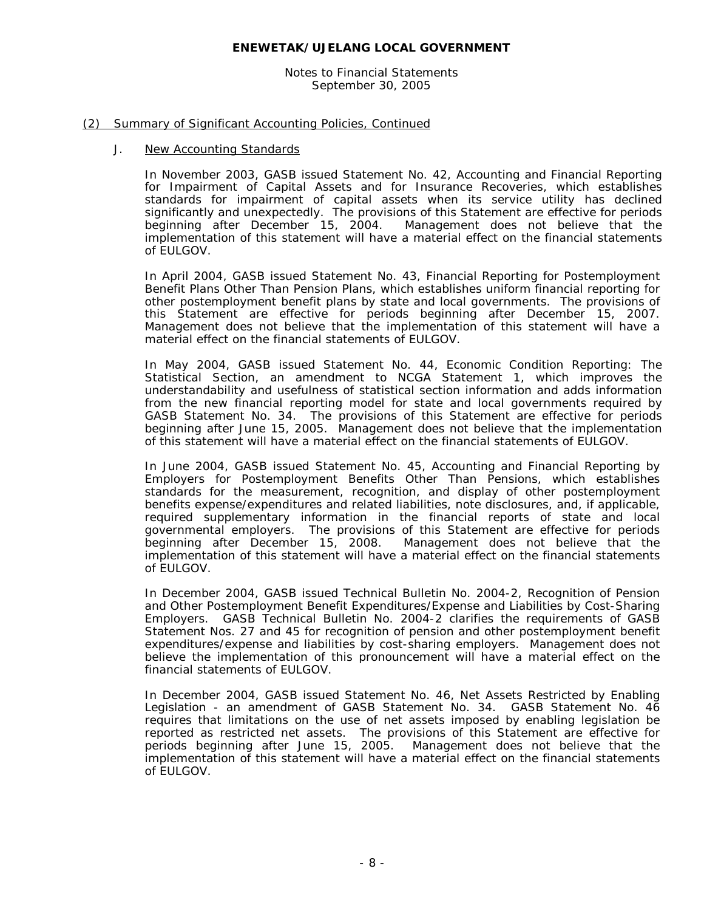## (2) Summary of Significant Accounting Policies, Continued

### J. New Accounting Standards

In November 2003, GASB issued Statement No. 42, Accounting and Financial Reporting for Impairment of Capital Assets and for Insurance Recoveries, which establishes standards for impairment of capital assets when its service utility has declined significantly and unexpectedly. The provisions of this Statement are effective for periods beginning after December 15, 2004. Management does not believe that the implementation of this statement will have a material effect on the financial statements of EULGOV.

In April 2004, GASB issued Statement No. 43, Financial Reporting for Postemployment Benefit Plans Other Than Pension Plans, which establishes uniform financial reporting for other postemployment benefit plans by state and local governments. The provisions of this Statement are effective for periods beginning after December 15, 2007. Management does not believe that the implementation of this statement will have a material effect on the financial statements of EULGOV.

In May 2004, GASB issued Statement No. 44, Economic Condition Reporting: The Statistical Section, an amendment to NCGA Statement 1, which improves the understandability and usefulness of statistical section information and adds information from the new financial reporting model for state and local governments required by GASB Statement No. 34. The provisions of this Statement are effective for periods beginning after June 15, 2005. Management does not believe that the implementation of this statement will have a material effect on the financial statements of EULGOV.

In June 2004, GASB issued Statement No. 45, Accounting and Financial Reporting by Employers for Postemployment Benefits Other Than Pensions, which establishes standards for the measurement, recognition, and display of other postemployment benefits expense/expenditures and related liabilities, note disclosures, and, if applicable, required supplementary information in the financial reports of state and local governmental employers. The provisions of this Statement are effective for periods beginning after December 15, 2008. Management does not believe that the implementation of this statement will have a material effect on the financial statements of EULGOV.

In December 2004, GASB issued Technical Bulletin No. 2004-2, Recognition of Pension and Other Postemployment Benefit Expenditures/Expense and Liabilities by Cost-Sharing Employers. GASB Technical Bulletin No. 2004-2 clarifies the requirements of GASB Statement Nos. 27 and 45 for recognition of pension and other postemployment benefit expenditures/expense and liabilities by cost-sharing employers. Management does not believe the implementation of this pronouncement will have a material effect on the financial statements of EULGOV.

In December 2004, GASB issued Statement No. 46, Net Assets Restricted by Enabling Legislation - an amendment of GASB Statement No. 34. GASB Statement No. 46 requires that limitations on the use of net assets imposed by enabling legislation be reported as restricted net assets. The provisions of this Statement are effective for periods beginning after June 15, 2005. Management does not believe that the implementation of this statement will have a material effect on the financial statements of EULGOV.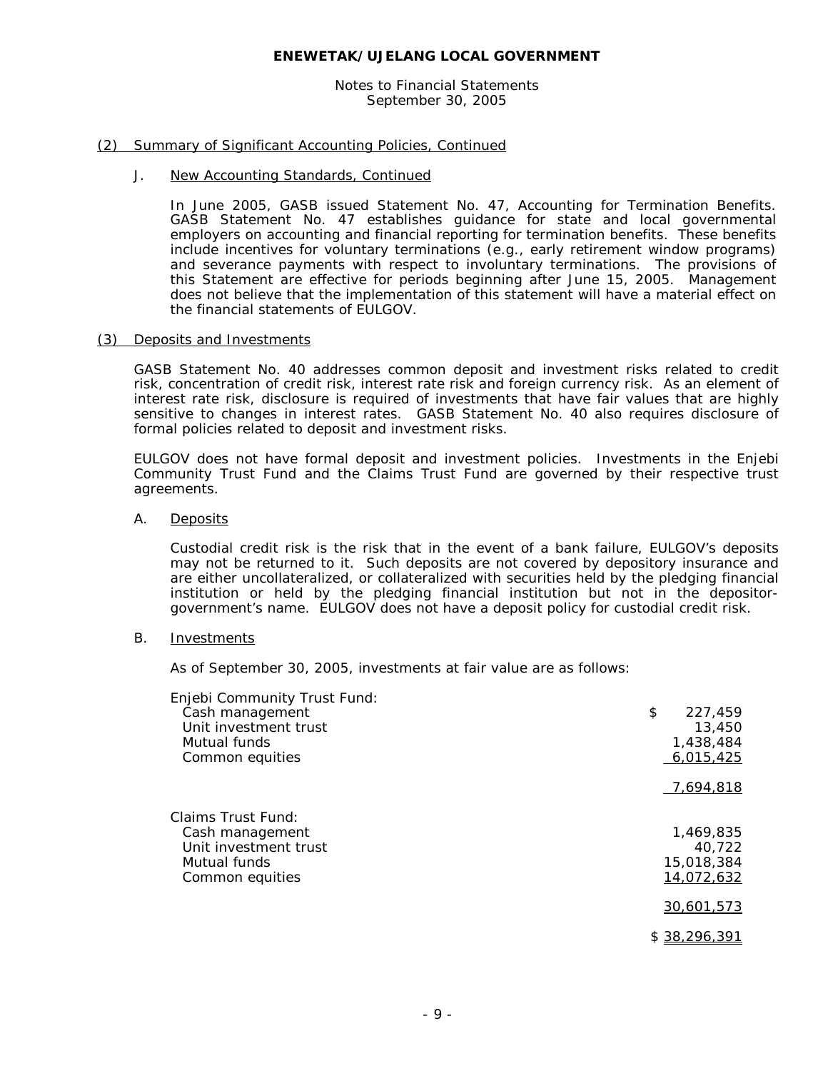## (2) Summary of Significant Accounting Policies, Continued

### J. New Accounting Standards, Continued

In June 2005, GASB issued Statement No. 47, Accounting for Termination Benefits. GASB Statement No. 47 establishes guidance for state and local governmental employers on accounting and financial reporting for termination benefits. These benefits include incentives for voluntary terminations (e.g., early retirement window programs) and severance payments with respect to involuntary terminations. The provisions of this Statement are effective for periods beginning after June 15, 2005. Management does not believe that the implementation of this statement will have a material effect on the financial statements of EULGOV.

## (3) Deposits and Investments

GASB Statement No. 40 addresses common deposit and investment risks related to credit risk, concentration of credit risk, interest rate risk and foreign currency risk. As an element of interest rate risk, disclosure is required of investments that have fair values that are highly sensitive to changes in interest rates. GASB Statement No. 40 also requires disclosure of formal policies related to deposit and investment risks.

EULGOV does not have formal deposit and investment policies. Investments in the Enjebi Community Trust Fund and the Claims Trust Fund are governed by their respective trust agreements.

### A. Deposits

Custodial credit risk is the risk that in the event of a bank failure, EULGOV's deposits may not be returned to it. Such deposits are not covered by depository insurance and are either uncollateralized, or collateralized with securities held by the pledging financial institution or held by the pledging financial institution but not in the depositor-government's name. EULGOV does not have a deposit policy for custodial credit risk.

### B. Investments

As of September 30, 2005, investments at fair value are as follows:

| | |
|---|---|
| Enjebi Community Trust Fund: | |
| Cash management | $ 227,459 |
| Unit investment trust | 13,450 |
| Mutual funds | 1,438,484 |
| Common equities | 6,015,425 |
| | 7,694,818 |
| Claims Trust Fund: | |
| Cash management | 1,469,835 |
| Unit investment trust | 40,722 |
| Mutual funds | 15,018,384 |
| Common equities | 14,072,632 |
| | 30,601,573 |
| | $ 38,296,391 |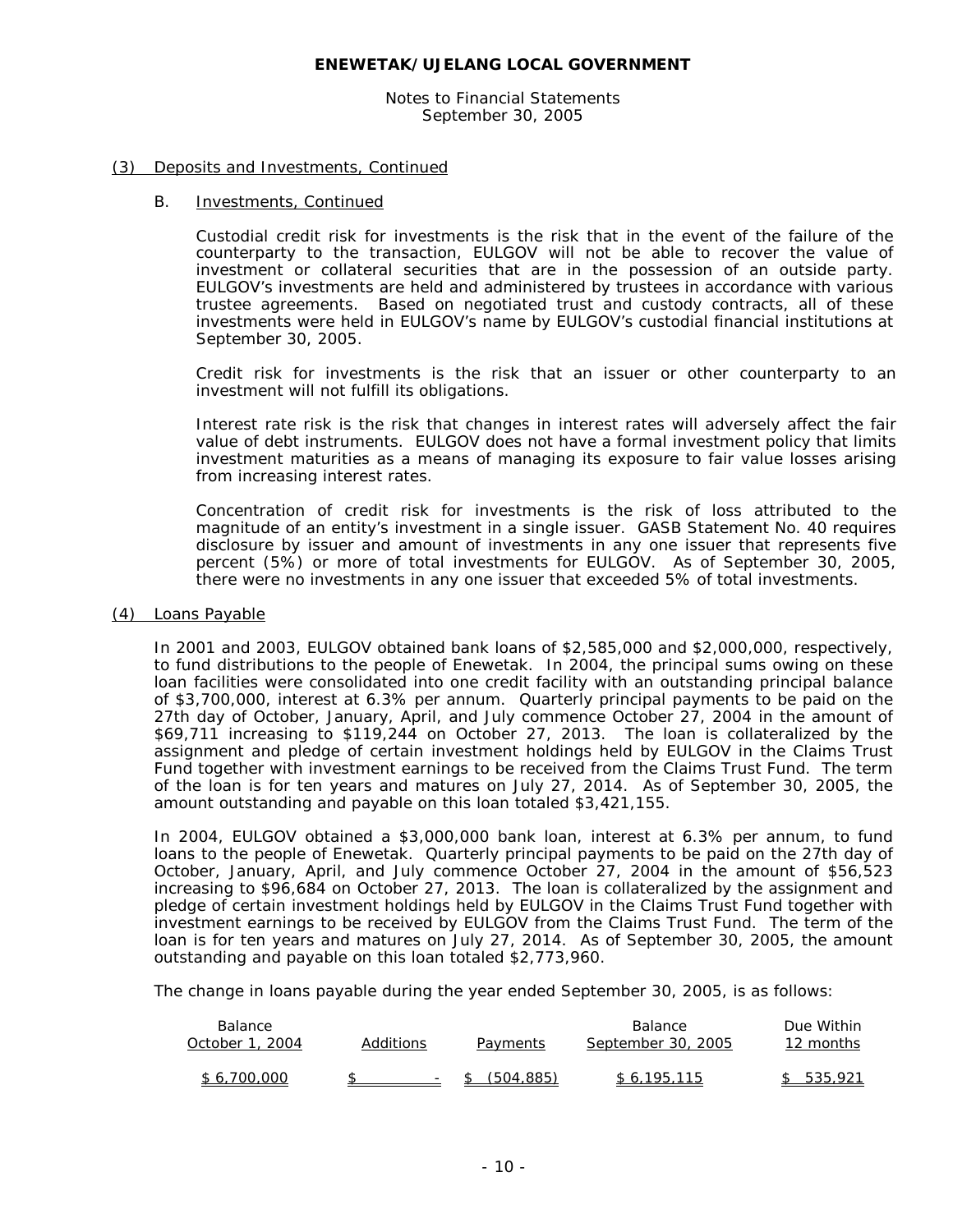# ENEWETAK/UJELANG LOCAL GOVERNMENT

Notes to Financial Statements
September 30, 2005

## (3) Deposits and Investments, Continued

### B. Investments, Continued

Custodial credit risk for investments is the risk that in the event of the failure of the counterparty to the transaction, EULGOV will not be able to recover the value of investment or collateral securities that are in the possession of an outside party. EULGOV's investments are held and administered by trustees in accordance with various trustee agreements. Based on negotiated trust and custody contracts, all of these investments were held in EULGOV's name by EULGOV's custodial financial institutions at September 30, 2005.

Credit risk for investments is the risk that an issuer or other counterparty to an investment will not fulfill its obligations.

Interest rate risk is the risk that changes in interest rates will adversely affect the fair value of debt instruments. EULGOV does not have a formal investment policy that limits investment maturities as a means of managing its exposure to fair value losses arising from increasing interest rates.

Concentration of credit risk for investments is the risk of loss attributed to the magnitude of an entity's investment in a single issuer. GASB Statement No. 40 requires disclosure by issuer and amount of investments in any one issuer that represents five percent (5%) or more of total investments for EULGOV. As of September 30, 2005, there were no investments in any one issuer that exceeded 5% of total investments.

## (4) Loans Payable

In 2001 and 2003, EULGOV obtained bank loans of $2,585,000 and $2,000,000, respectively, to fund distributions to the people of Enewetak. In 2004, the principal sums owing on these loan facilities were consolidated into one credit facility with an outstanding principal balance of $3,700,000, interest at 6.3% per annum. Quarterly principal payments to be paid on the 27th day of October, January, April, and July commence October 27, 2004 in the amount of $69,711 increasing to $119,244 on October 27, 2013. The loan is collateralized by the assignment and pledge of certain investment holdings held by EULGOV in the Claims Trust Fund together with investment earnings to be received from the Claims Trust Fund. The term of the loan is for ten years and matures on July 27, 2014. As of September 30, 2005, the amount outstanding and payable on this loan totaled $3,421,155.

In 2004, EULGOV obtained a $3,000,000 bank loan, interest at 6.3% per annum, to fund loans to the people of Enewetak. Quarterly principal payments to be paid on the 27th day of October, January, April, and July commence October 27, 2004 in the amount of $56,523 increasing to $96,684 on October 27, 2013. The loan is collateralized by the assignment and pledge of certain investment holdings held by EULGOV in the Claims Trust Fund together with investment earnings to be received by EULGOV from the Claims Trust Fund. The term of the loan is for ten years and matures on July 27, 2014. As of September 30, 2005, the amount outstanding and payable on this loan totaled $2,773,960.

The change in loans payable during the year ended September 30, 2005, is as follows:

| Balance October 1, 2004 | Additions | Payments | Balance September 30, 2005 | Due Within 12 months |
|---|---|---|---|---|
| $ 6,700,000 | $ - | $ (504,885) | $ 6,195,115 | $ 535,921 |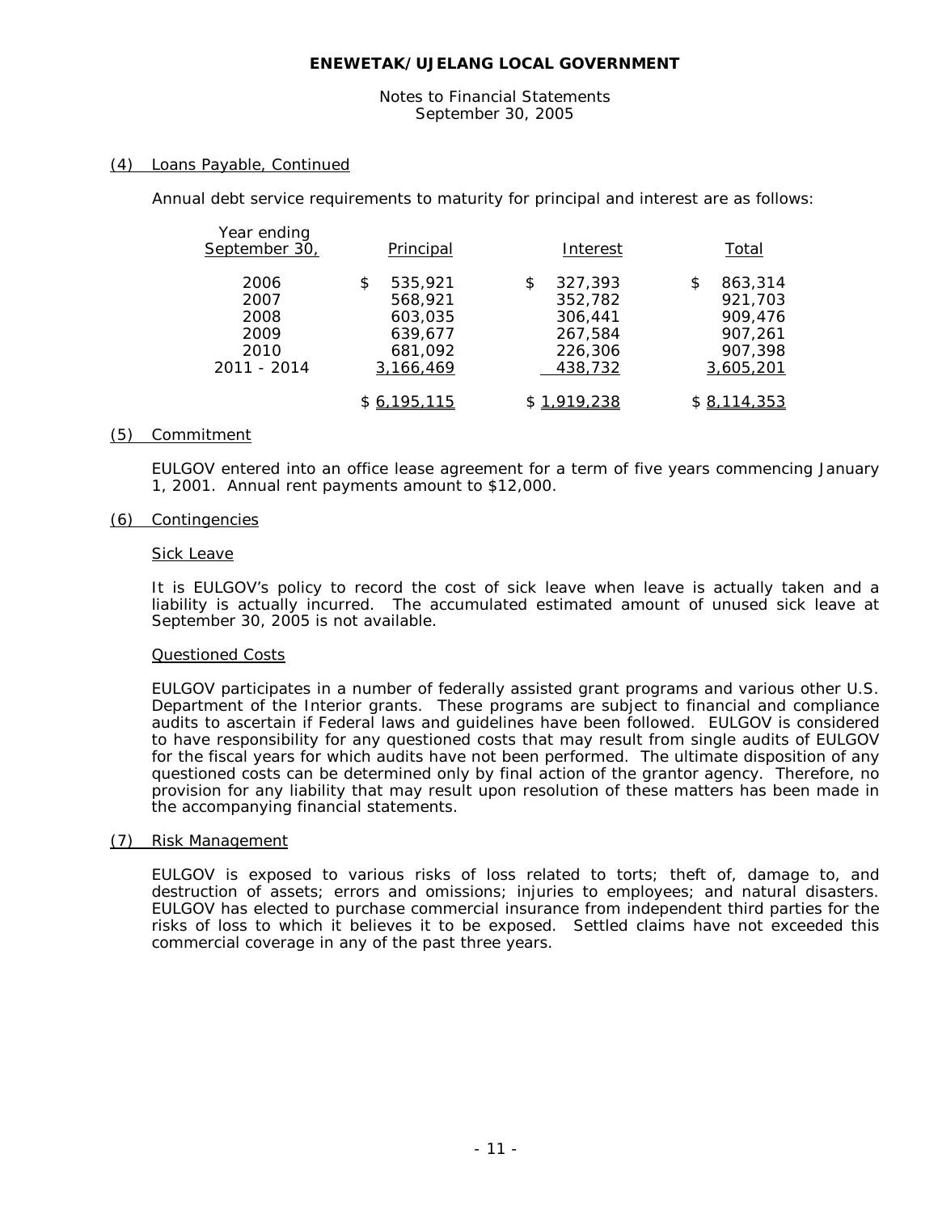**ENEWETAK/UJELANG LOCAL GOVERNMENT**

Notes to Financial Statements
September 30, 2005

## (4) Loans Payable, Continued

Annual debt service requirements to maturity for principal and interest are as follows:

| Year ending September 30, | Principal | Interest | Total |
|---|---|---|---|
| 2006 | $ 535,921 | $ 327,393 | $ 863,314 |
| 2007 | 568,921 | 352,782 | 921,703 |
| 2008 | 603,035 | 306,441 | 909,476 |
| 2009 | 639,677 | 267,584 | 907,261 |
| 2010 | 681,092 | 226,306 | 907,398 |
| 2011 - 2014 | 3,166,469 | 438,732 | 3,605,201 |
| | $ 6,195,115 | $ 1,919,238 | $ 8,114,353 |

## (5) Commitment

EULGOV entered into an office lease agreement for a term of five years commencing January 1, 2001. Annual rent payments amount to $12,000.

## (6) Contingencies

### Sick Leave

It is EULGOV's policy to record the cost of sick leave when leave is actually taken and a liability is actually incurred. The accumulated estimated amount of unused sick leave at September 30, 2005 is not available.

### Questioned Costs

EULGOV participates in a number of federally assisted grant programs and various other U.S. Department of the Interior grants. These programs are subject to financial and compliance audits to ascertain if Federal laws and guidelines have been followed. EULGOV is considered to have responsibility for any questioned costs that may result from single audits of EULGOV for the fiscal years for which audits have not been performed. The ultimate disposition of any questioned costs can be determined only by final action of the grantor agency. Therefore, no provision for any liability that may result upon resolution of these matters has been made in the accompanying financial statements.

## (7) Risk Management

EULGOV is exposed to various risks of loss related to torts; theft of, damage to, and destruction of assets; errors and omissions; injuries to employees; and natural disasters. EULGOV has elected to purchase commercial insurance from independent third parties for the risks of loss to which it believes it to be exposed. Settled claims have not exceeded this commercial coverage in any of the past three years.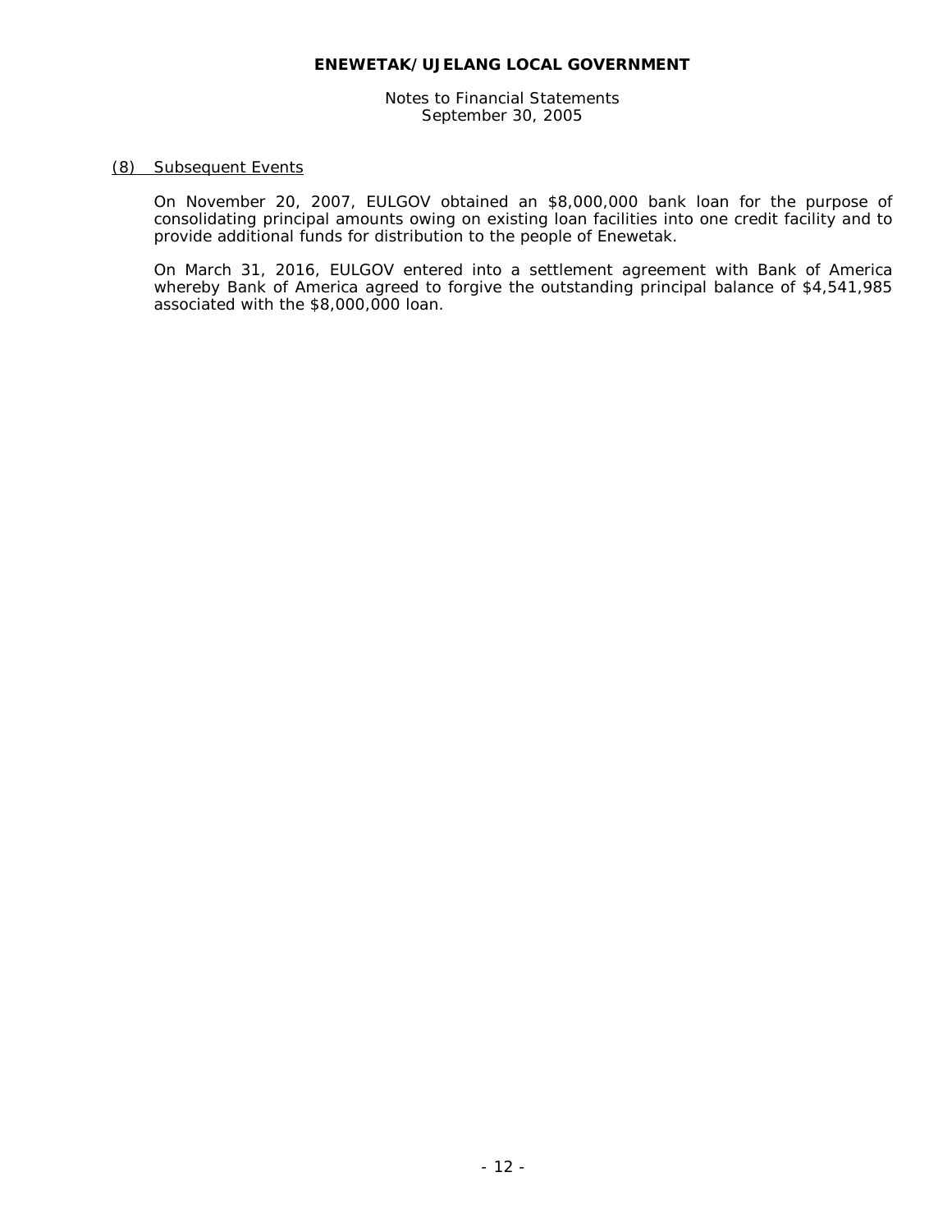**ENEWETAK/UJELANG LOCAL GOVERNMENT**

Notes to Financial Statements
September 30, 2005

(8) Subsequent Events

On November 20, 2007, EULGOV obtained an $8,000,000 bank loan for the purpose of consolidating principal amounts owing on existing loan facilities into one credit facility and to provide additional funds for distribution to the people of Enewetak.

On March 31, 2016, EULGOV entered into a settlement agreement with Bank of America whereby Bank of America agreed to forgive the outstanding principal balance of $4,541,985 associated with the $8,000,000 loan.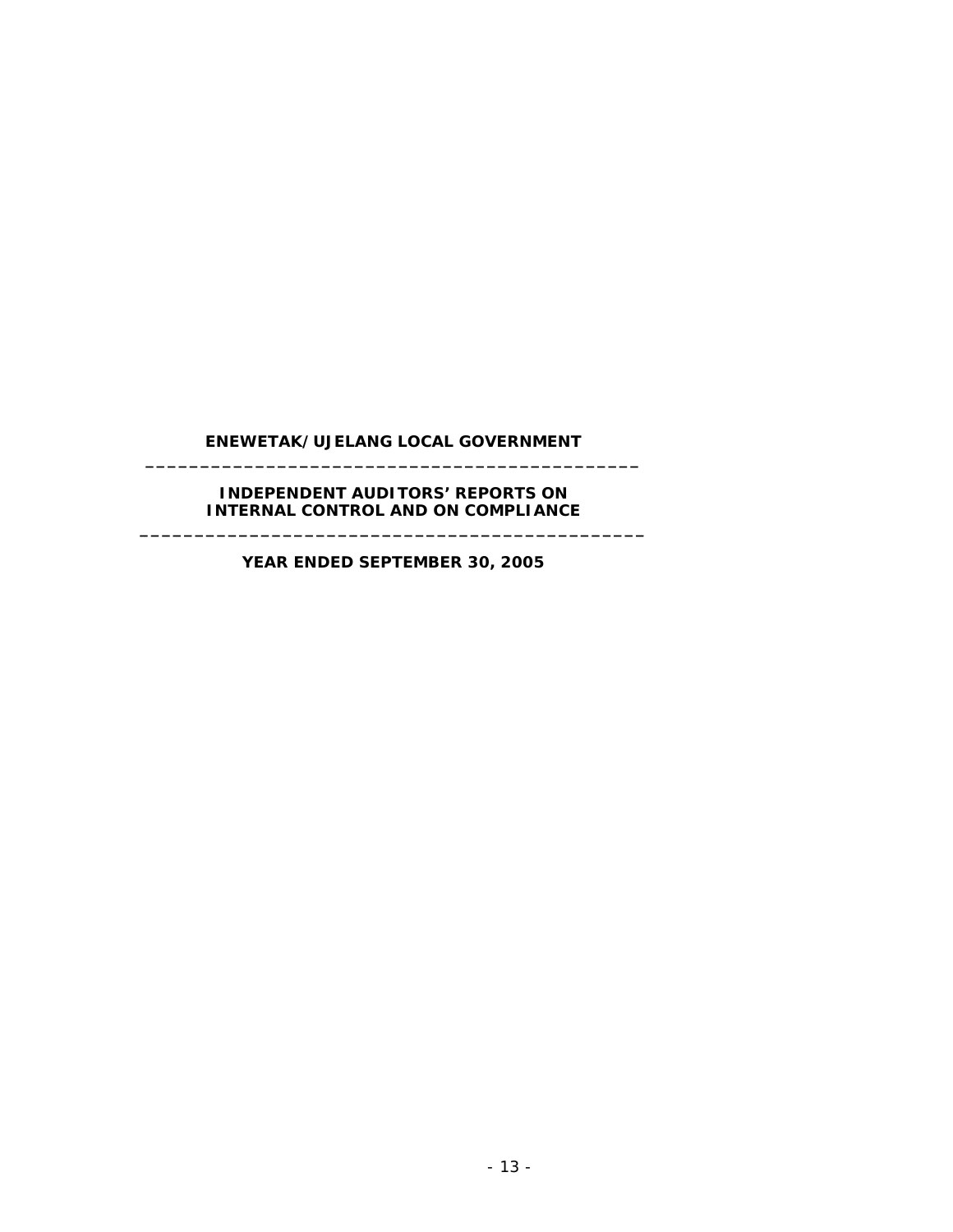**ENEWETAK/UJELANG LOCAL GOVERNMENT**

---

**INDEPENDENT AUDITORS' REPORTS ON INTERNAL CONTROL AND ON COMPLIANCE**

---

**YEAR ENDED SEPTEMBER 30, 2005**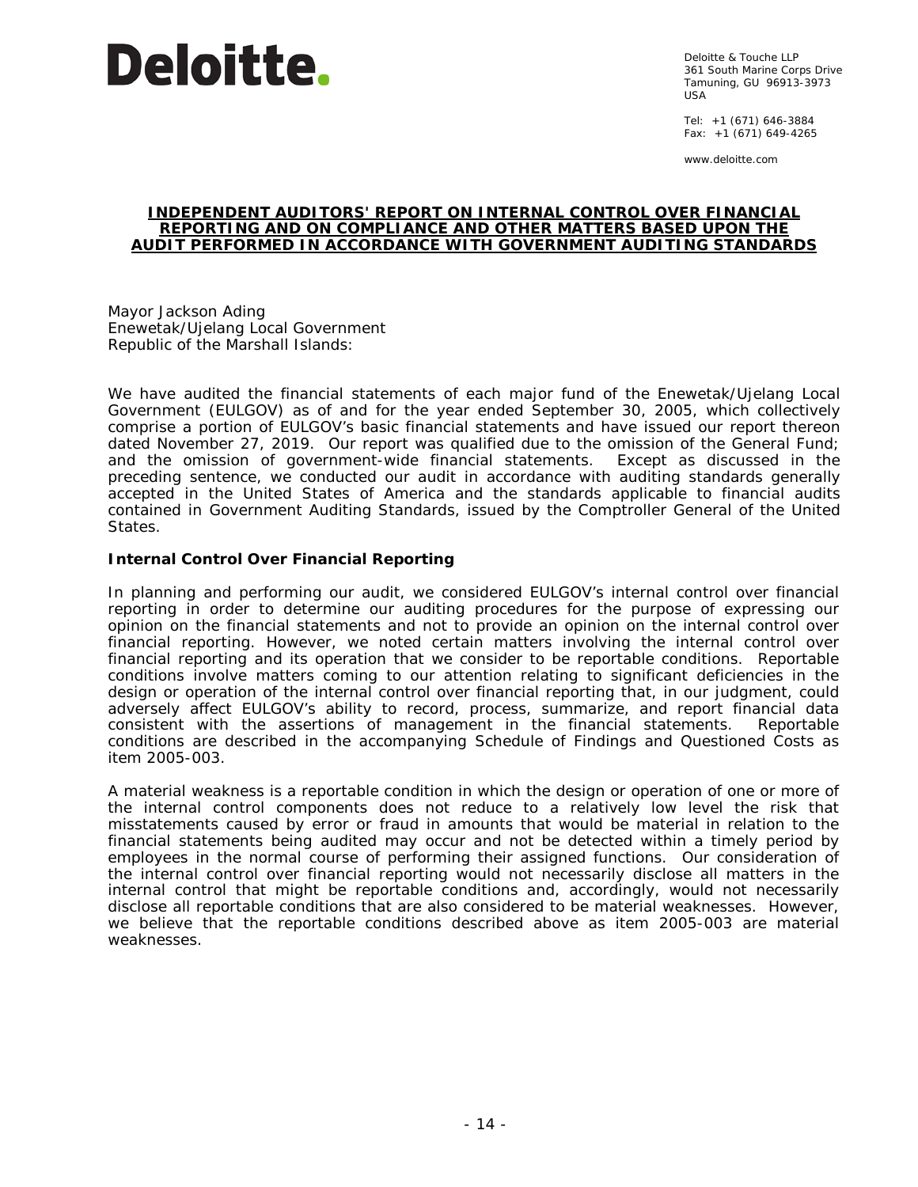Deloitte.

Deloitte & Touche LLP
361 South Marine Corps Drive
Tamuning, GU 96913-3973
USA

Tel: +1 (671) 646-3884
Fax: +1 (671) 649-4265

www.deloitte.com

# INDEPENDENT AUDITORS' REPORT ON INTERNAL CONTROL OVER FINANCIAL REPORTING AND ON COMPLIANCE AND OTHER MATTERS BASED UPON THE AUDIT PERFORMED IN ACCORDANCE WITH GOVERNMENT AUDITING STANDARDS

Mayor Jackson Ading
Enewetak/Ujelang Local Government
Republic of the Marshall Islands:

We have audited the financial statements of each major fund of the Enewetak/Ujelang Local Government (EULGOV) as of and for the year ended September 30, 2005, which collectively comprise a portion of EULGOV's basic financial statements and have issued our report thereon dated November 27, 2019. Our report was qualified due to the omission of the General Fund; and the omission of government-wide financial statements. Except as discussed in the preceding sentence, we conducted our audit in accordance with auditing standards generally accepted in the United States of America and the standards applicable to financial audits contained in Government Auditing Standards, issued by the Comptroller General of the United States.

## Internal Control Over Financial Reporting

In planning and performing our audit, we considered EULGOV's internal control over financial reporting in order to determine our auditing procedures for the purpose of expressing our opinion on the financial statements and not to provide an opinion on the internal control over financial reporting. However, we noted certain matters involving the internal control over financial reporting and its operation that we consider to be reportable conditions. Reportable conditions involve matters coming to our attention relating to significant deficiencies in the design or operation of the internal control over financial reporting that, in our judgment, could adversely affect EULGOV's ability to record, process, summarize, and report financial data consistent with the assertions of management in the financial statements. Reportable conditions are described in the accompanying Schedule of Findings and Questioned Costs as item 2005-003.

A material weakness is a reportable condition in which the design or operation of one or more of the internal control components does not reduce to a relatively low level the risk that misstatements caused by error or fraud in amounts that would be material in relation to the financial statements being audited may occur and not be detected within a timely period by employees in the normal course of performing their assigned functions. Our consideration of the internal control over financial reporting would not necessarily disclose all matters in the internal control that might be reportable conditions and, accordingly, would not necessarily disclose all reportable conditions that are also considered to be material weaknesses. However, we believe that the reportable conditions described above as item 2005-003 are material weaknesses.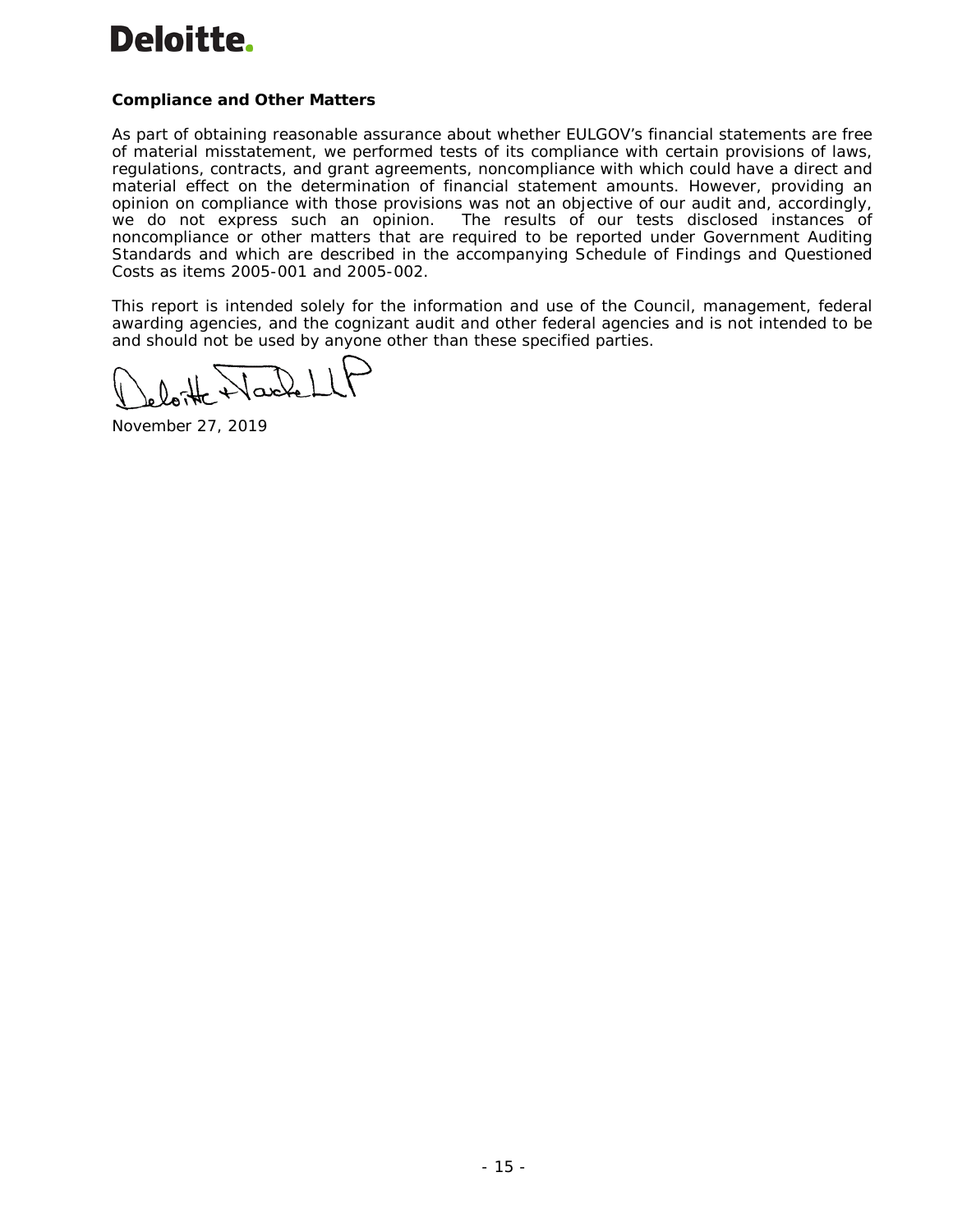**Deloitte.**

**Compliance and Other Matters**

As part of obtaining reasonable assurance about whether EULGOV's financial statements are free of material misstatement, we performed tests of its compliance with certain provisions of laws, regulations, contracts, and grant agreements, noncompliance with which could have a direct and material effect on the determination of financial statement amounts. However, providing an opinion on compliance with those provisions was not an objective of our audit and, accordingly, we do not express such an opinion. The results of our tests disclosed instances of noncompliance or other matters that are required to be reported under Government Auditing Standards and which are described in the accompanying Schedule of Findings and Questioned Costs as items 2005-001 and 2005-002.

This report is intended solely for the information and use of the Council, management, federal awarding agencies, and the cognizant audit and other federal agencies and is not intended to be and should not be used by anyone other than these specified parties.

Deloitte & Touche LLP

November 27, 2019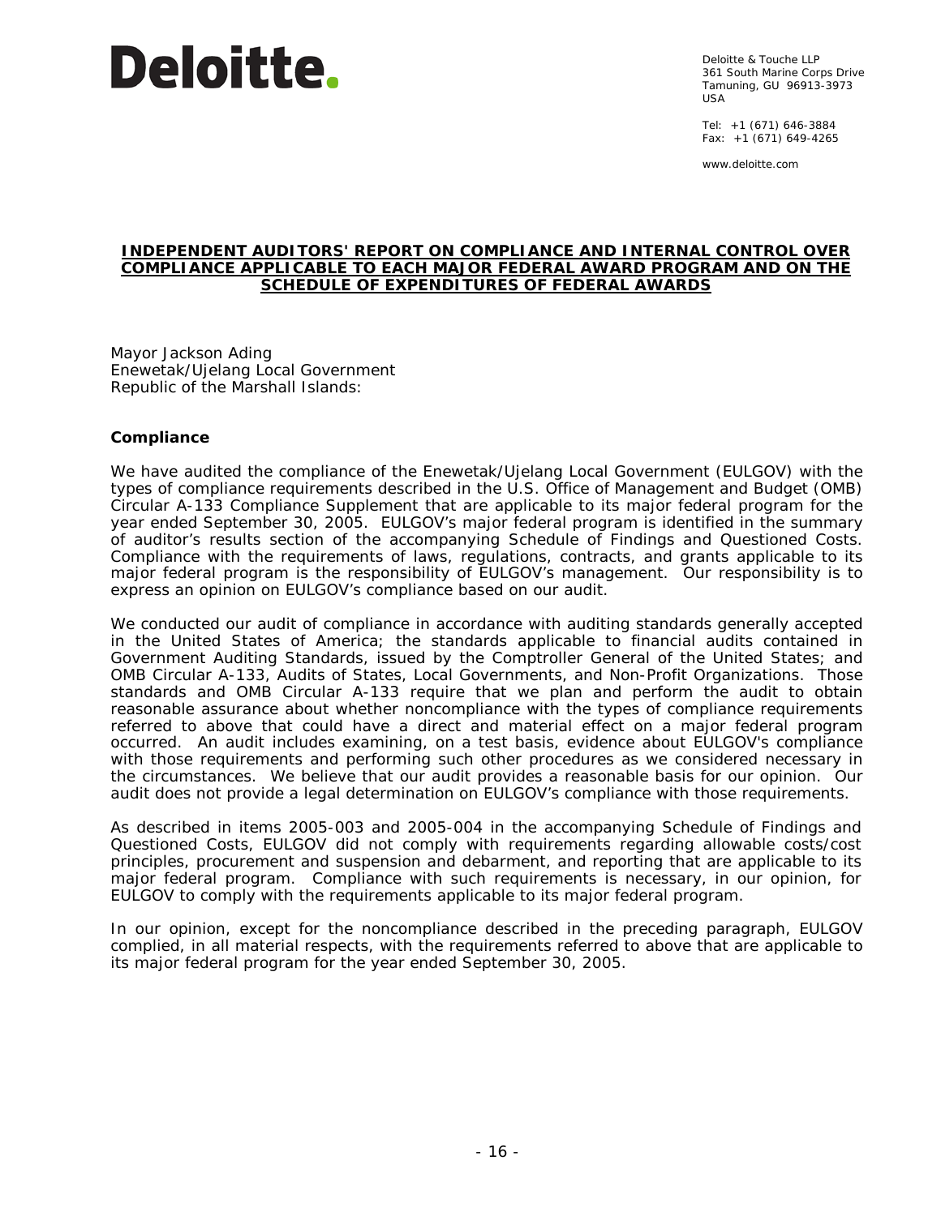**Deloitte.**

Deloitte & Touche LLP
361 South Marine Corps Drive
Tamuning, GU 96913-3973
USA

Tel: +1 (671) 646-3884
Fax: +1 (671) 649-4265

www.deloitte.com

**INDEPENDENT AUDITORS' REPORT ON COMPLIANCE AND INTERNAL CONTROL OVER COMPLIANCE APPLICABLE TO EACH MAJOR FEDERAL AWARD PROGRAM AND ON THE SCHEDULE OF EXPENDITURES OF FEDERAL AWARDS**

Mayor Jackson Ading
Enewetak/Ujelang Local Government
Republic of the Marshall Islands:

**Compliance**

We have audited the compliance of the Enewetak/Ujelang Local Government (EULGOV) with the types of compliance requirements described in the U.S. Office of Management and Budget (OMB) Circular A-133 Compliance Supplement that are applicable to its major federal program for the year ended September 30, 2005. EULGOV's major federal program is identified in the summary of auditor's results section of the accompanying Schedule of Findings and Questioned Costs. Compliance with the requirements of laws, regulations, contracts, and grants applicable to its major federal program is the responsibility of EULGOV's management. Our responsibility is to express an opinion on EULGOV's compliance based on our audit.

We conducted our audit of compliance in accordance with auditing standards generally accepted in the United States of America; the standards applicable to financial audits contained in Government Auditing Standards, issued by the Comptroller General of the United States; and OMB Circular A-133, Audits of States, Local Governments, and Non-Profit Organizations. Those standards and OMB Circular A-133 require that we plan and perform the audit to obtain reasonable assurance about whether noncompliance with the types of compliance requirements referred to above that could have a direct and material effect on a major federal program occurred. An audit includes examining, on a test basis, evidence about EULGOV's compliance with those requirements and performing such other procedures as we considered necessary in the circumstances. We believe that our audit provides a reasonable basis for our opinion. Our audit does not provide a legal determination on EULGOV's compliance with those requirements.

As described in items 2005-003 and 2005-004 in the accompanying Schedule of Findings and Questioned Costs, EULGOV did not comply with requirements regarding allowable costs/cost principles, procurement and suspension and debarment, and reporting that are applicable to its major federal program. Compliance with such requirements is necessary, in our opinion, for EULGOV to comply with the requirements applicable to its major federal program.

In our opinion, except for the noncompliance described in the preceding paragraph, EULGOV complied, in all material respects, with the requirements referred to above that are applicable to its major federal program for the year ended September 30, 2005.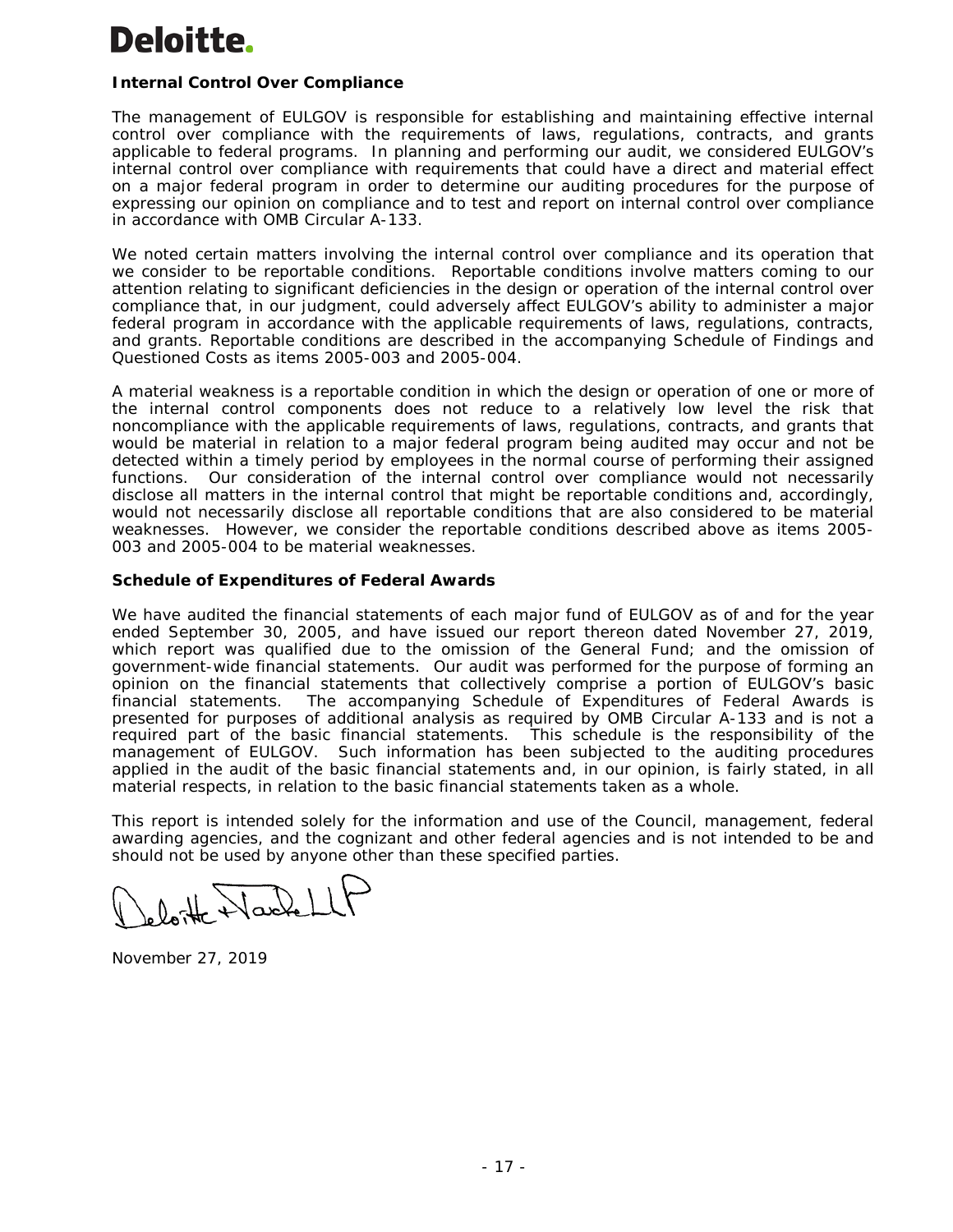Deloitte.

**Internal Control Over Compliance**

The management of EULGOV is responsible for establishing and maintaining effective internal control over compliance with the requirements of laws, regulations, contracts, and grants applicable to federal programs. In planning and performing our audit, we considered EULGOV's internal control over compliance with requirements that could have a direct and material effect on a major federal program in order to determine our auditing procedures for the purpose of expressing our opinion on compliance and to test and report on internal control over compliance in accordance with OMB Circular A-133.

We noted certain matters involving the internal control over compliance and its operation that we consider to be reportable conditions. Reportable conditions involve matters coming to our attention relating to significant deficiencies in the design or operation of the internal control over compliance that, in our judgment, could adversely affect EULGOV's ability to administer a major federal program in accordance with the applicable requirements of laws, regulations, contracts, and grants. Reportable conditions are described in the accompanying Schedule of Findings and Questioned Costs as items 2005-003 and 2005-004.

A material weakness is a reportable condition in which the design or operation of one or more of the internal control components does not reduce to a relatively low level the risk that noncompliance with the applicable requirements of laws, regulations, contracts, and grants that would be material in relation to a major federal program being audited may occur and not be detected within a timely period by employees in the normal course of performing their assigned functions. Our consideration of the internal control over compliance would not necessarily disclose all matters in the internal control that might be reportable conditions and, accordingly, would not necessarily disclose all reportable conditions that are also considered to be material weaknesses. However, we consider the reportable conditions described above as items 2005-003 and 2005-004 to be material weaknesses.

**Schedule of Expenditures of Federal Awards**

We have audited the financial statements of each major fund of EULGOV as of and for the year ended September 30, 2005, and have issued our report thereon dated November 27, 2019, which report was qualified due to the omission of the General Fund; and the omission of government-wide financial statements. Our audit was performed for the purpose of forming an opinion on the financial statements that collectively comprise a portion of EULGOV's basic financial statements. The accompanying Schedule of Expenditures of Federal Awards is presented for purposes of additional analysis as required by OMB Circular A-133 and is not a required part of the basic financial statements. This schedule is the responsibility of the management of EULGOV. Such information has been subjected to the auditing procedures applied in the audit of the basic financial statements and, in our opinion, is fairly stated, in all material respects, in relation to the basic financial statements taken as a whole.

This report is intended solely for the information and use of the Council, management, federal awarding agencies, and the cognizant and other federal agencies and is not intended to be and should not be used by anyone other than these specified parties.

Deloitte & Touche LLP

November 27, 2019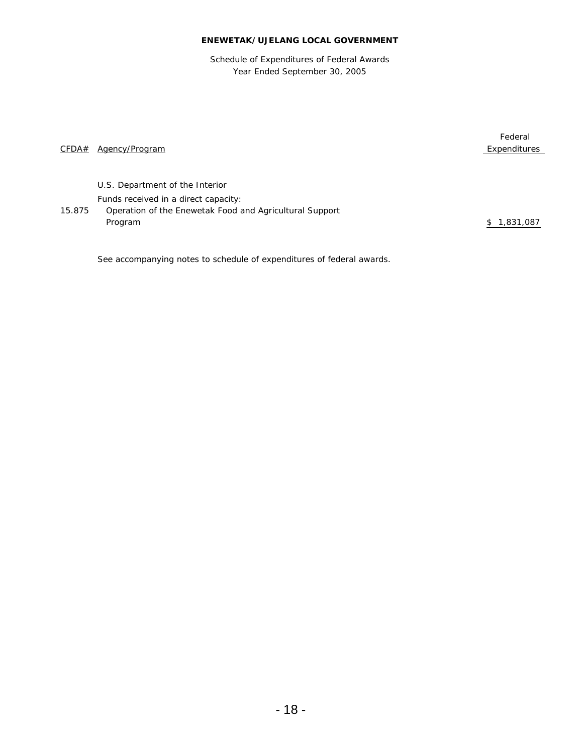**ENEWETAK/UJELANG LOCAL GOVERNMENT**

Schedule of Expenditures of Federal Awards
Year Ended September 30, 2005

| CFDA# | Agency/Program | Federal Expenditures |
|---|---|---|
| | U.S. Department of the Interior | |
| | Funds received in a direct capacity: | |
| 15.875 | Operation of the Enewetak Food and Agricultural Support Program | $ 1,831,087 |

See accompanying notes to schedule of expenditures of federal awards.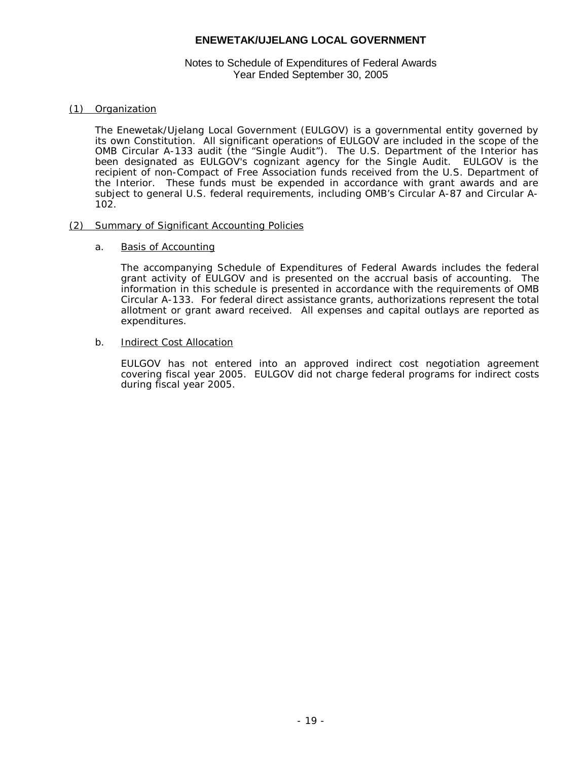# ENEWETAK/UJELANG LOCAL GOVERNMENT

Notes to Schedule of Expenditures of Federal Awards
Year Ended September 30, 2005

## (1) Organization

The Enewetak/Ujelang Local Government (EULGOV) is a governmental entity governed by its own Constitution. All significant operations of EULGOV are included in the scope of the OMB Circular A-133 audit (the "Single Audit"). The U.S. Department of the Interior has been designated as EULGOV's cognizant agency for the Single Audit. EULGOV is the recipient of non-Compact of Free Association funds received from the U.S. Department of the Interior. These funds must be expended in accordance with grant awards and are subject to general U.S. federal requirements, including OMB's Circular A-87 and Circular A-102.

## (2) Summary of Significant Accounting Policies

### a. Basis of Accounting

The accompanying Schedule of Expenditures of Federal Awards includes the federal grant activity of EULGOV and is presented on the accrual basis of accounting. The information in this schedule is presented in accordance with the requirements of OMB Circular A-133. For federal direct assistance grants, authorizations represent the total allotment or grant award received. All expenses and capital outlays are reported as expenditures.

### b. Indirect Cost Allocation

EULGOV has not entered into an approved indirect cost negotiation agreement covering fiscal year 2005. EULGOV did not charge federal programs for indirect costs during fiscal year 2005.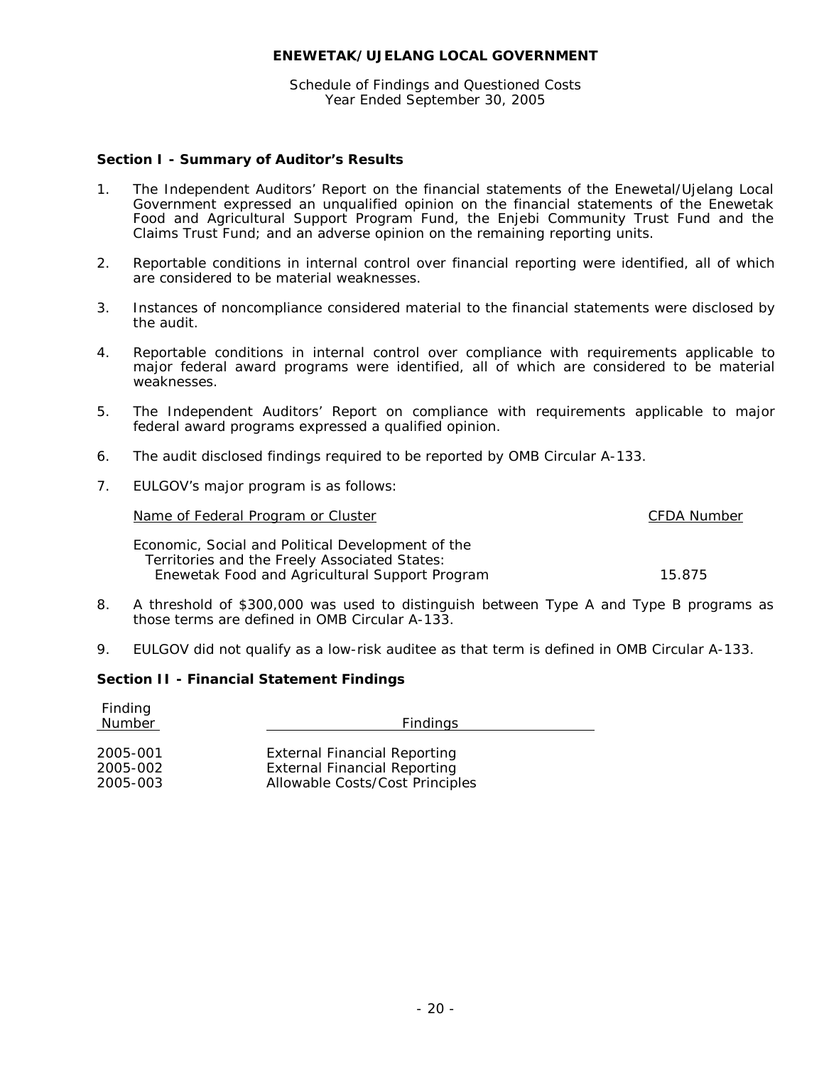**ENEWETAK/UJELANG LOCAL GOVERNMENT**

Schedule of Findings and Questioned Costs
Year Ended September 30, 2005

### Section I - Summary of Auditor's Results

1. The Independent Auditors' Report on the financial statements of the Enewetal/Ujelang Local Government expressed an unqualified opinion on the financial statements of the Enewetak Food and Agricultural Support Program Fund, the Enjebi Community Trust Fund and the Claims Trust Fund; and an adverse opinion on the remaining reporting units.

2. Reportable conditions in internal control over financial reporting were identified, all of which are considered to be material weaknesses.

3. Instances of noncompliance considered material to the financial statements were disclosed by the audit.

4. Reportable conditions in internal control over compliance with requirements applicable to major federal award programs were identified, all of which are considered to be material weaknesses.

5. The Independent Auditors' Report on compliance with requirements applicable to major federal award programs expressed a qualified opinion.

6. The audit disclosed findings required to be reported by OMB Circular A-133.

7. EULGOV's major program is as follows:

| Name of Federal Program or Cluster | CFDA Number |
|---|---|
| Economic, Social and Political Development of the Territories and the Freely Associated States: Enewetak Food and Agricultural Support Program | 15.875 |

8. A threshold of $300,000 was used to distinguish between Type A and Type B programs as those terms are defined in OMB Circular A-133.

9. EULGOV did not qualify as a low-risk auditee as that term is defined in OMB Circular A-133.

### Section II - Financial Statement Findings

| Finding Number | Findings |
|---|---|
| 2005-001 | External Financial Reporting |
| 2005-002 | External Financial Reporting |
| 2005-003 | Allowable Costs/Cost Principles |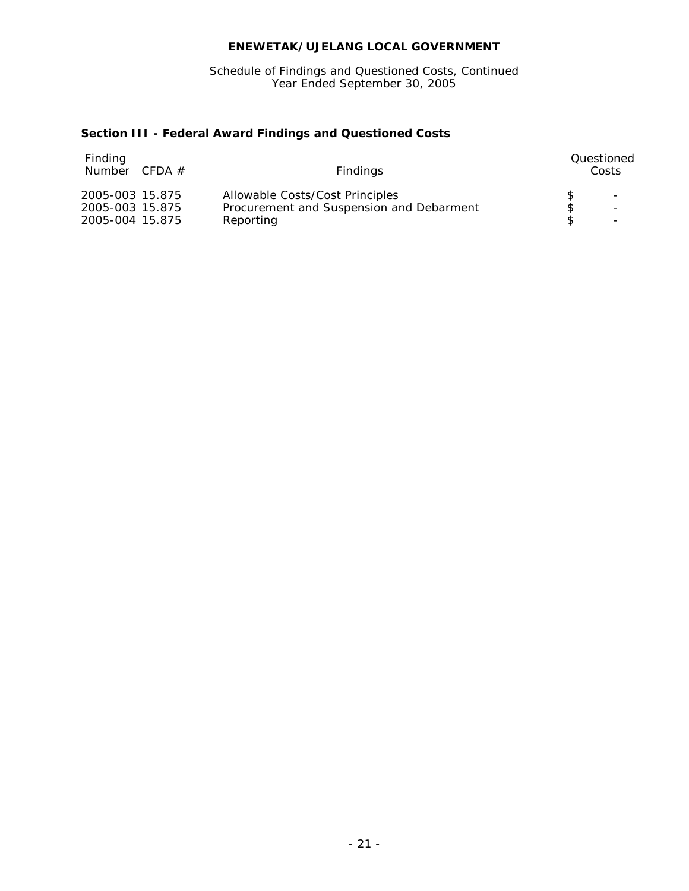# ENEWETAK/UJELANG LOCAL GOVERNMENT

Schedule of Findings and Questioned Costs, Continued
Year Ended September 30, 2005

## Section III - Federal Award Findings and Questioned Costs

| Finding Number | CFDA # | Findings | Questioned Costs |
|---|---|---|---|
| 2005-003 | 15.875 | Allowable Costs/Cost Principles | $ - |
| 2005-003 | 15.875 | Procurement and Suspension and Debarment | $ - |
| 2005-004 | 15.875 | Reporting | $ - |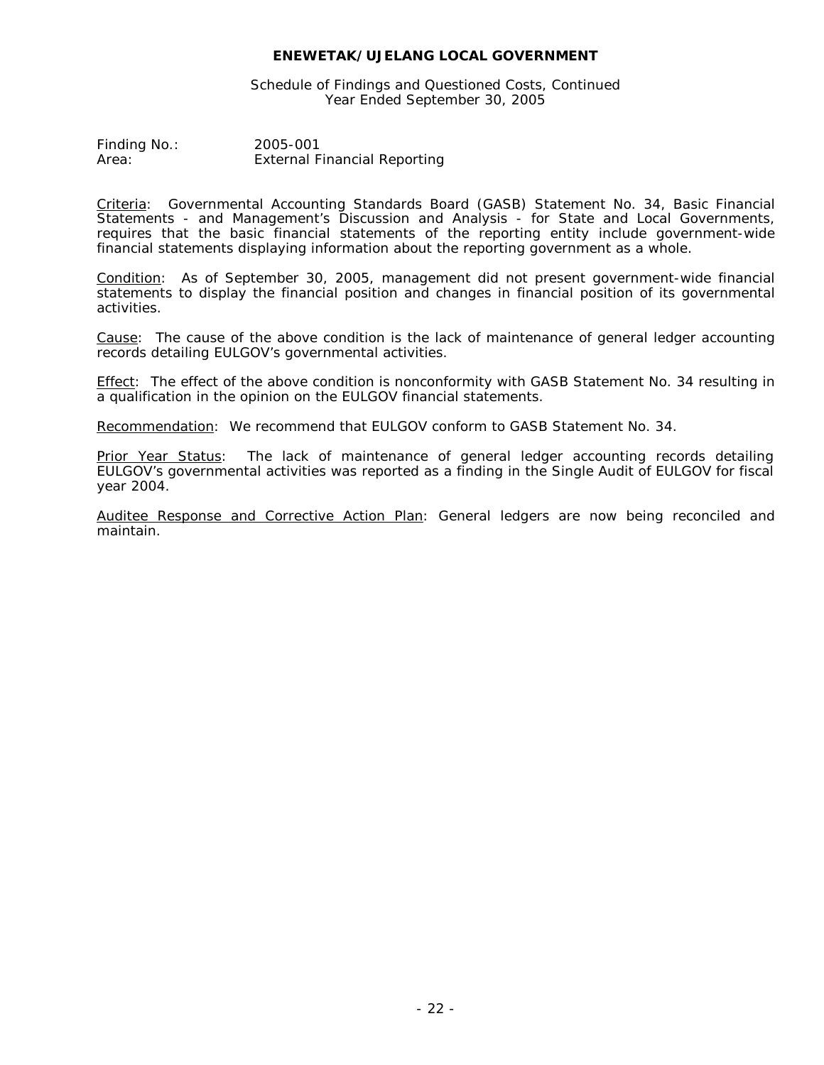Finding No.: 2005-001
Area: External Financial Reporting

Criteria: Governmental Accounting Standards Board (GASB) Statement No. 34, Basic Financial Statements - and Management's Discussion and Analysis - for State and Local Governments, requires that the basic financial statements of the reporting entity include government-wide financial statements displaying information about the reporting government as a whole.

Condition: As of September 30, 2005, management did not present government-wide financial statements to display the financial position and changes in financial position of its governmental activities.

Cause: The cause of the above condition is the lack of maintenance of general ledger accounting records detailing EULGOV's governmental activities.

Effect: The effect of the above condition is nonconformity with GASB Statement No. 34 resulting in a qualification in the opinion on the EULGOV financial statements.

Recommendation: We recommend that EULGOV conform to GASB Statement No. 34.

Prior Year Status: The lack of maintenance of general ledger accounting records detailing EULGOV's governmental activities was reported as a finding in the Single Audit of EULGOV for fiscal year 2004.

Auditee Response and Corrective Action Plan: General ledgers are now being reconciled and maintain.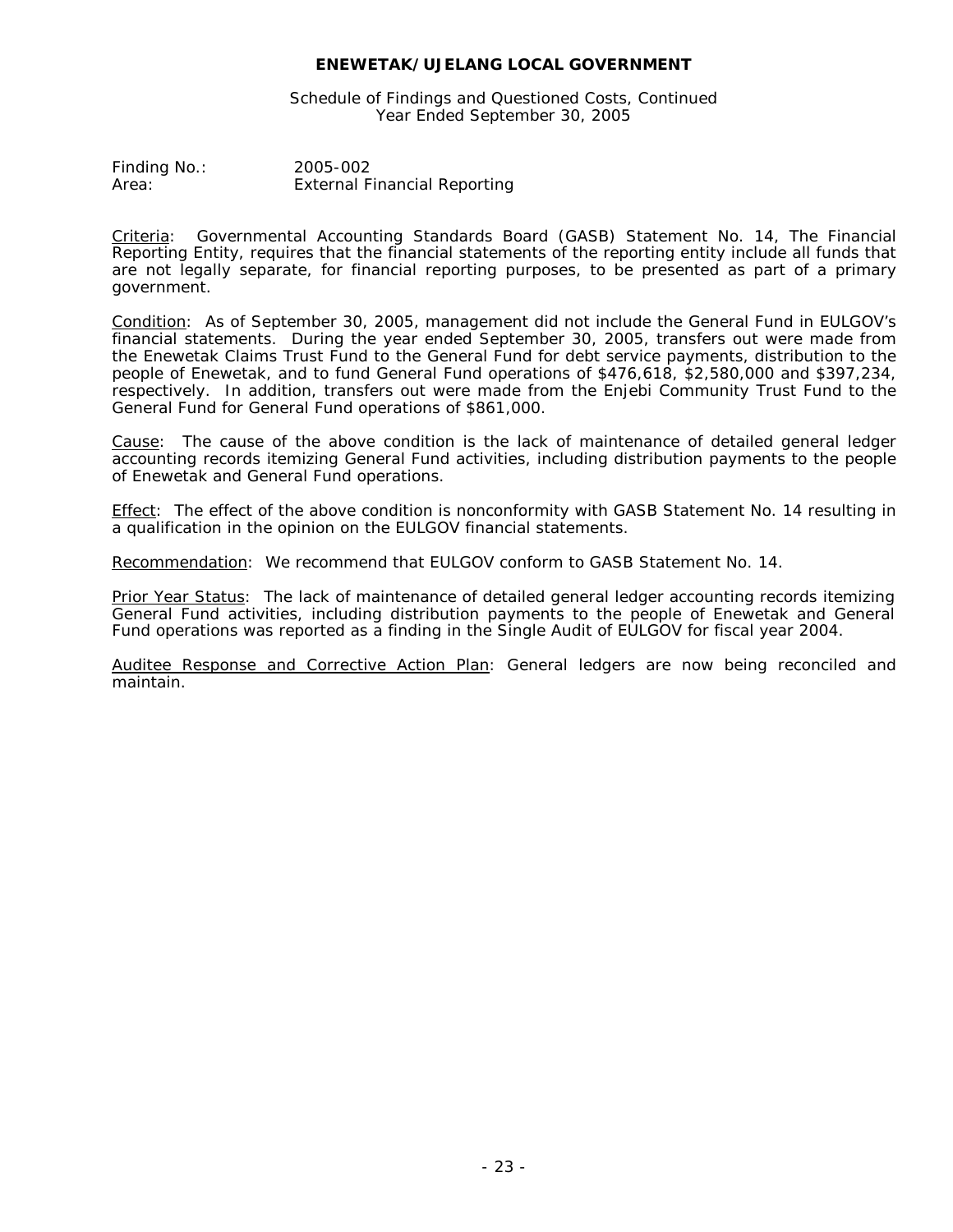Finding No.: 2005-002
Area: External Financial Reporting

Criteria: Governmental Accounting Standards Board (GASB) Statement No. 14, The Financial Reporting Entity, requires that the financial statements of the reporting entity include all funds that are not legally separate, for financial reporting purposes, to be presented as part of a primary government.

Condition: As of September 30, 2005, management did not include the General Fund in EULGOV's financial statements. During the year ended September 30, 2005, transfers out were made from the Enewetak Claims Trust Fund to the General Fund for debt service payments, distribution to the people of Enewetak, and to fund General Fund operations of $476,618, $2,580,000 and $397,234, respectively. In addition, transfers out were made from the Enjebi Community Trust Fund to the General Fund for General Fund operations of $861,000.

Cause: The cause of the above condition is the lack of maintenance of detailed general ledger accounting records itemizing General Fund activities, including distribution payments to the people of Enewetak and General Fund operations.

Effect: The effect of the above condition is nonconformity with GASB Statement No. 14 resulting in a qualification in the opinion on the EULGOV financial statements.

Recommendation: We recommend that EULGOV conform to GASB Statement No. 14.

Prior Year Status: The lack of maintenance of detailed general ledger accounting records itemizing General Fund activities, including distribution payments to the people of Enewetak and General Fund operations was reported as a finding in the Single Audit of EULGOV for fiscal year 2004.

Auditee Response and Corrective Action Plan: General ledgers are now being reconciled and maintain.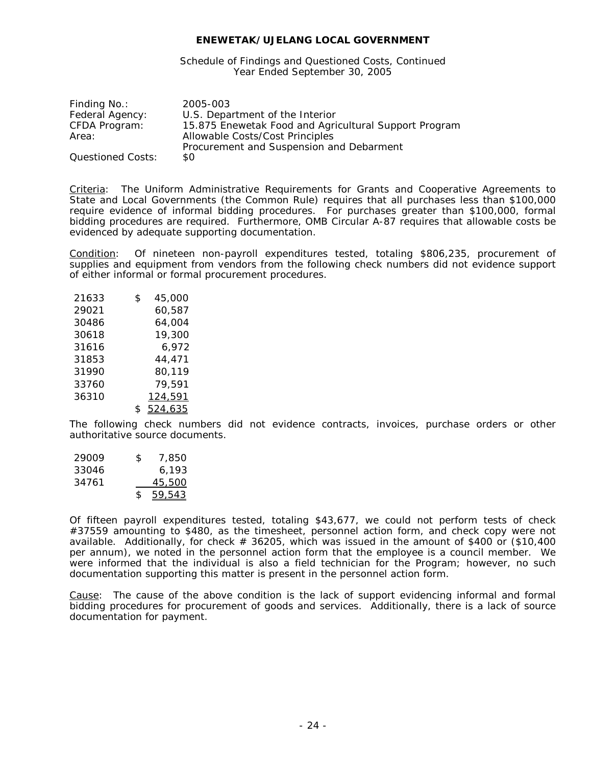**ENEWETAK/UJELANG LOCAL GOVERNMENT**

Schedule of Findings and Questioned Costs, Continued
Year Ended September 30, 2005

| | |
|---|---|
| Finding No.: | 2005-003 |
| Federal Agency: | U.S. Department of the Interior |
| CFDA Program: | 15.875 Enewetak Food and Agricultural Support Program |
| Area: | Allowable Costs/Cost Principles<br>Procurement and Suspension and Debarment |
| Questioned Costs: | $0 |

Criteria: The Uniform Administrative Requirements for Grants and Cooperative Agreements to State and Local Governments (the Common Rule) requires that all purchases less than $100,000 require evidence of informal bidding procedures. For purchases greater than $100,000, formal bidding procedures are required. Furthermore, OMB Circular A-87 requires that allowable costs be evidenced by adequate supporting documentation.

Condition: Of nineteen non-payroll expenditures tested, totaling $806,235, procurement of supplies and equipment from vendors from the following check numbers did not evidence support of either informal or formal procurement procedures.

| | |
|---|---|
| 21633 | $ 45,000 |
| 29021 | 60,587 |
| 30486 | 64,004 |
| 30618 | 19,300 |
| 31616 | 6,972 |
| 31853 | 44,471 |
| 31990 | 80,119 |
| 33760 | 79,591 |
| 36310 | 124,591 |
| | $ 524,635 |

The following check numbers did not evidence contracts, invoices, purchase orders or other authoritative source documents.

| | |
|---|---|
| 29009 | $ 7,850 |
| 33046 | 6,193 |
| 34761 | 45,500 |
| | $ 59,543 |

Of fifteen payroll expenditures tested, totaling $43,677, we could not perform tests of check #37559 amounting to $480, as the timesheet, personnel action form, and check copy were not available. Additionally, for check # 36205, which was issued in the amount of $400 or ($10,400 per annum), we noted in the personnel action form that the employee is a council member. We were informed that the individual is also a field technician for the Program; however, no such documentation supporting this matter is present in the personnel action form.

Cause: The cause of the above condition is the lack of support evidencing informal and formal bidding procedures for procurement of goods and services. Additionally, there is a lack of source documentation for payment.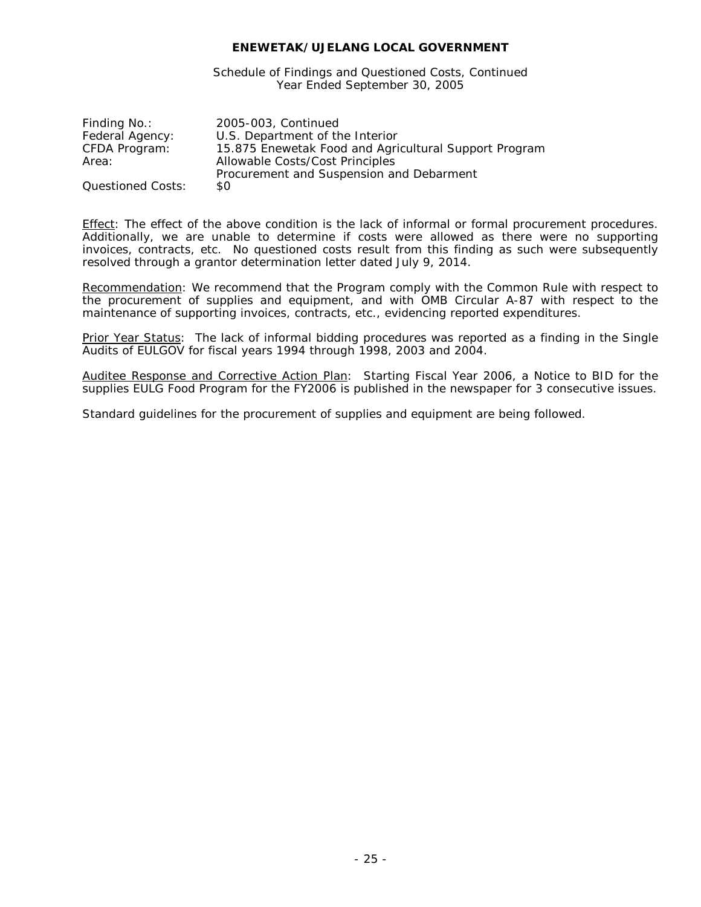**ENEWETAK/UJELANG LOCAL GOVERNMENT**

Schedule of Findings and Questioned Costs, Continued
Year Ended September 30, 2005

| | |
|---|---|
| Finding No.: | 2005-003, Continued |
| Federal Agency: | U.S. Department of the Interior |
| CFDA Program: | 15.875 Enewetak Food and Agricultural Support Program |
| Area: | Allowable Costs/Cost Principles<br>Procurement and Suspension and Debarment |
| Questioned Costs: | $0 |

Effect: The effect of the above condition is the lack of informal or formal procurement procedures. Additionally, we are unable to determine if costs were allowed as there were no supporting invoices, contracts, etc. No questioned costs result from this finding as such were subsequently resolved through a grantor determination letter dated July 9, 2014.

Recommendation: We recommend that the Program comply with the Common Rule with respect to the procurement of supplies and equipment, and with OMB Circular A-87 with respect to the maintenance of supporting invoices, contracts, etc., evidencing reported expenditures.

Prior Year Status: The lack of informal bidding procedures was reported as a finding in the Single Audits of EULGOV for fiscal years 1994 through 1998, 2003 and 2004.

Auditee Response and Corrective Action Plan: Starting Fiscal Year 2006, a Notice to BID for the supplies EULG Food Program for the FY2006 is published in the newspaper for 3 consecutive issues.

Standard guidelines for the procurement of supplies and equipment are being followed.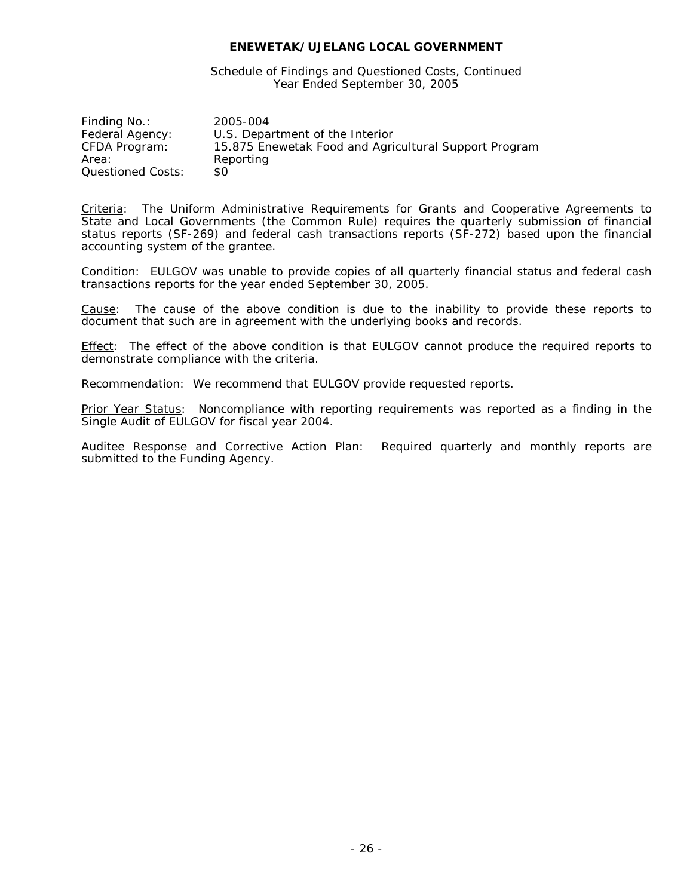**ENEWETAK/UJELANG LOCAL GOVERNMENT**

Schedule of Findings and Questioned Costs, Continued
Year Ended September 30, 2005

| | |
|---|---|
| Finding No.: | 2005-004 |
| Federal Agency: | U.S. Department of the Interior |
| CFDA Program: | 15.875 Enewetak Food and Agricultural Support Program |
| Area: | Reporting |
| Questioned Costs: | $0 |

Criteria: The Uniform Administrative Requirements for Grants and Cooperative Agreements to State and Local Governments (the Common Rule) requires the quarterly submission of financial status reports (SF-269) and federal cash transactions reports (SF-272) based upon the financial accounting system of the grantee.

Condition: EULGOV was unable to provide copies of all quarterly financial status and federal cash transactions reports for the year ended September 30, 2005.

Cause: The cause of the above condition is due to the inability to provide these reports to document that such are in agreement with the underlying books and records.

Effect: The effect of the above condition is that EULGOV cannot produce the required reports to demonstrate compliance with the criteria.

Recommendation: We recommend that EULGOV provide requested reports.

Prior Year Status: Noncompliance with reporting requirements was reported as a finding in the Single Audit of EULGOV for fiscal year 2004.

Auditee Response and Corrective Action Plan: Required quarterly and monthly reports are submitted to the Funding Agency.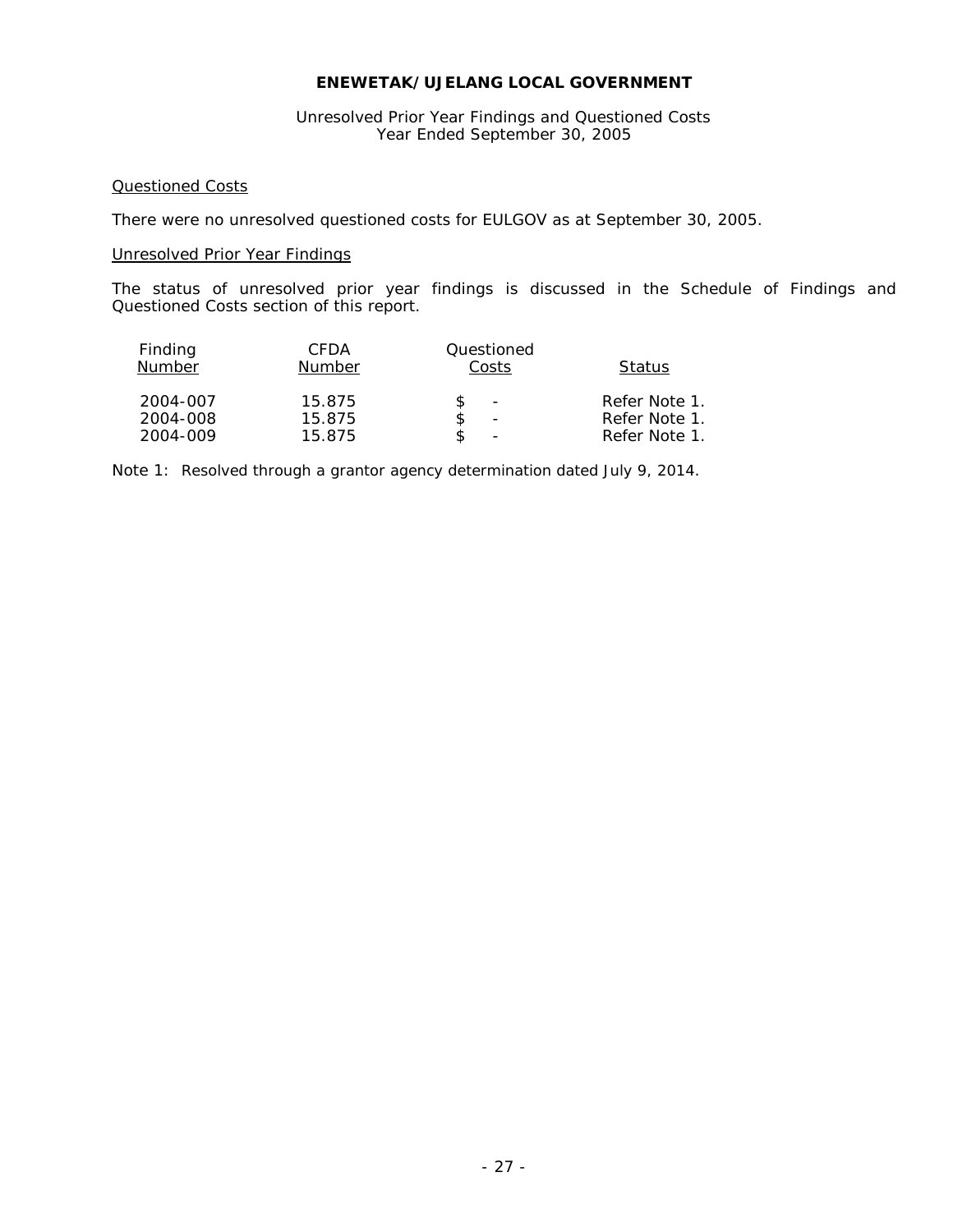**ENEWETAK/UJELANG LOCAL GOVERNMENT**

Unresolved Prior Year Findings and Questioned Costs
Year Ended September 30, 2005

Questioned Costs

There were no unresolved questioned costs for EULGOV as at September 30, 2005.

Unresolved Prior Year Findings

The status of unresolved prior year findings is discussed in the Schedule of Findings and Questioned Costs section of this report.

| Finding Number | CFDA Number | Questioned Costs | Status |
|---|---|---|---|
| 2004-007 | 15.875 | $ - | Refer Note 1. |
| 2004-008 | 15.875 | $ - | Refer Note 1. |
| 2004-009 | 15.875 | $ - | Refer Note 1. |

Note 1: Resolved through a grantor agency determination dated July 9, 2014.